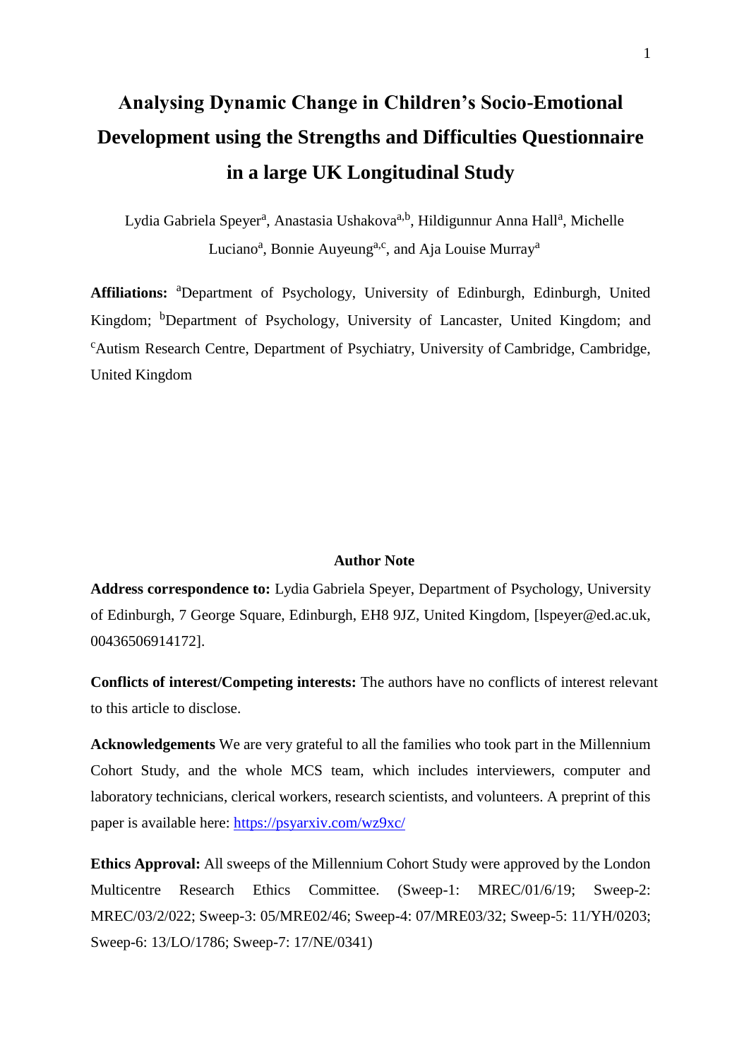# Analysing Dynamic Change in Children's Socio-Emotional Development using the Strengths and Difficulties Questionnaire in a large UK Longitudinal Study

Lydia Gabriela Speyer[a], Anastasia Ushakova[a,b], Hildigunnur Anna Hall[a], Michelle Luciano[a], Bonnie Auyeung[a,c], and Aja Louise Murray[a]

**Affiliations:** [a]Department of Psychology, University of Edinburgh, Edinburgh, United Kingdom; [b]Department of Psychology, University of Lancaster, United Kingdom; and [c]Autism Research Centre, Department of Psychiatry, University of Cambridge, Cambridge, United Kingdom

## Author Note

**Address correspondence to:** Lydia Gabriela Speyer, Department of Psychology, University of Edinburgh, 7 George Square, Edinburgh, EH8 9JZ, United Kingdom, [lspeyer@ed.ac.uk, 00436506914172].

**Conflicts of interest/Competing interests:** The authors have no conflicts of interest relevant to this article to disclose.

**Acknowledgements** We are very grateful to all the families who took part in the Millennium Cohort Study, and the whole MCS team, which includes interviewers, computer and laboratory technicians, clerical workers, research scientists, and volunteers. A preprint of this paper is available here: https://psyarxiv.com/wz9xc/

**Ethics Approval:** All sweeps of the Millennium Cohort Study were approved by the London Multicentre Research Ethics Committee. (Sweep-1: MREC/01/6/19; Sweep-2: MREC/03/2/022; Sweep-3: 05/MRE02/46; Sweep-4: 07/MRE03/32; Sweep-5: 11/YH/0203; Sweep-6: 13/LO/1786; Sweep-7: 17/NE/0341)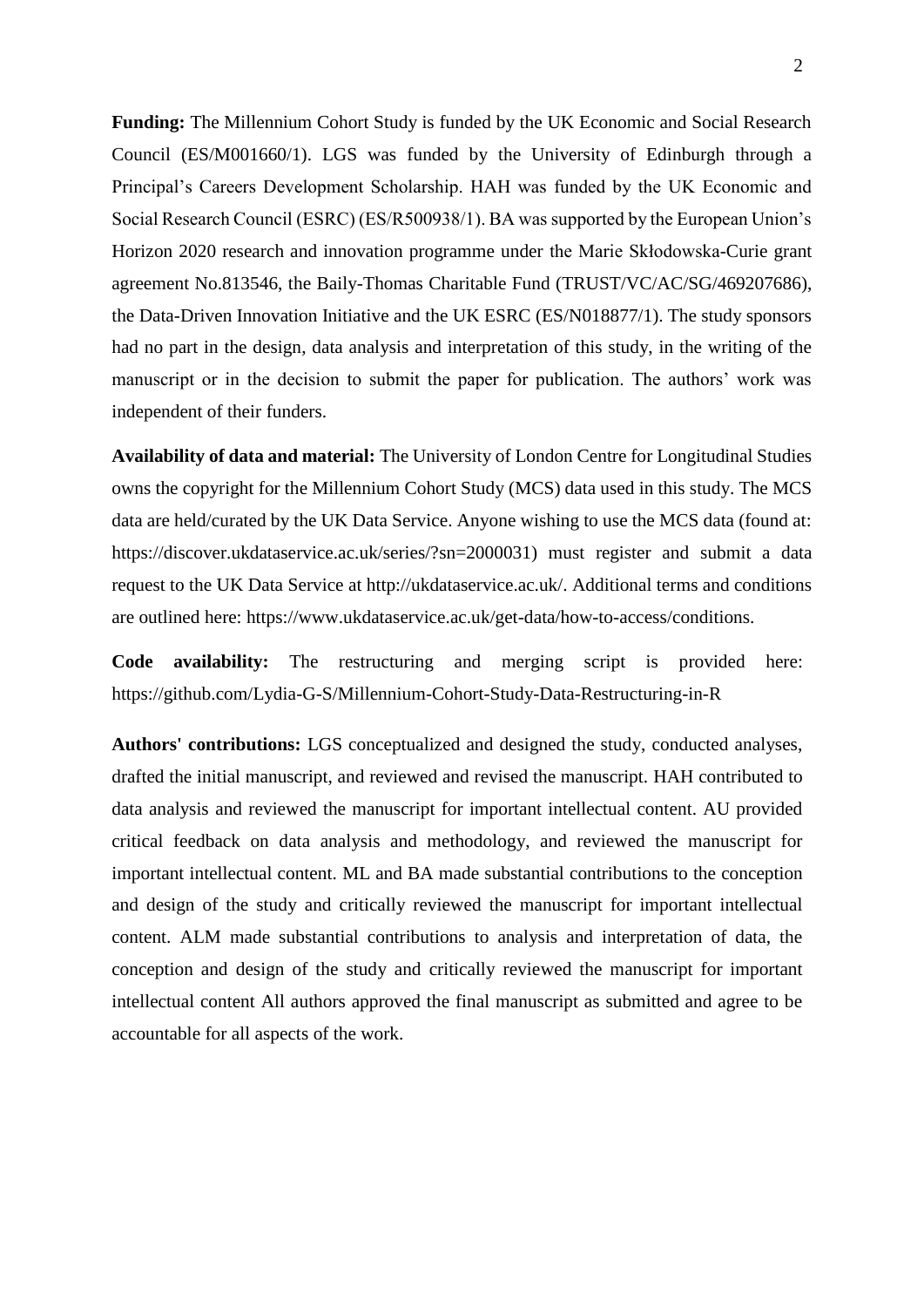**Funding:** The Millennium Cohort Study is funded by the UK Economic and Social Research Council (ES/M001660/1). LGS was funded by the University of Edinburgh through a Principal's Careers Development Scholarship. HAH was funded by the UK Economic and Social Research Council (ESRC) (ES/R500938/1). BA was supported by the European Union's Horizon 2020 research and innovation programme under the Marie Skłodowska-Curie grant agreement No.813546, the Baily-Thomas Charitable Fund (TRUST/VC/AC/SG/469207686), the Data-Driven Innovation Initiative and the UK ESRC (ES/N018877/1). The study sponsors had no part in the design, data analysis and interpretation of this study, in the writing of the manuscript or in the decision to submit the paper for publication. The authors' work was independent of their funders.

**Availability of data and material:** The University of London Centre for Longitudinal Studies owns the copyright for the Millennium Cohort Study (MCS) data used in this study. The MCS data are held/curated by the UK Data Service. Anyone wishing to use the MCS data (found at: https://discover.ukdataservice.ac.uk/series/?sn=2000031) must register and submit a data request to the UK Data Service at http://ukdataservice.ac.uk/. Additional terms and conditions are outlined here: https://www.ukdataservice.ac.uk/get-data/how-to-access/conditions.

**Code availability:** The restructuring and merging script is provided here: https://github.com/Lydia-G-S/Millennium-Cohort-Study-Data-Restructuring-in-R

**Authors' contributions:** LGS conceptualized and designed the study, conducted analyses, drafted the initial manuscript, and reviewed and revised the manuscript. HAH contributed to data analysis and reviewed the manuscript for important intellectual content. AU provided critical feedback on data analysis and methodology, and reviewed the manuscript for important intellectual content. ML and BA made substantial contributions to the conception and design of the study and critically reviewed the manuscript for important intellectual content. ALM made substantial contributions to analysis and interpretation of data, the conception and design of the study and critically reviewed the manuscript for important intellectual content All authors approved the final manuscript as submitted and agree to be accountable for all aspects of the work.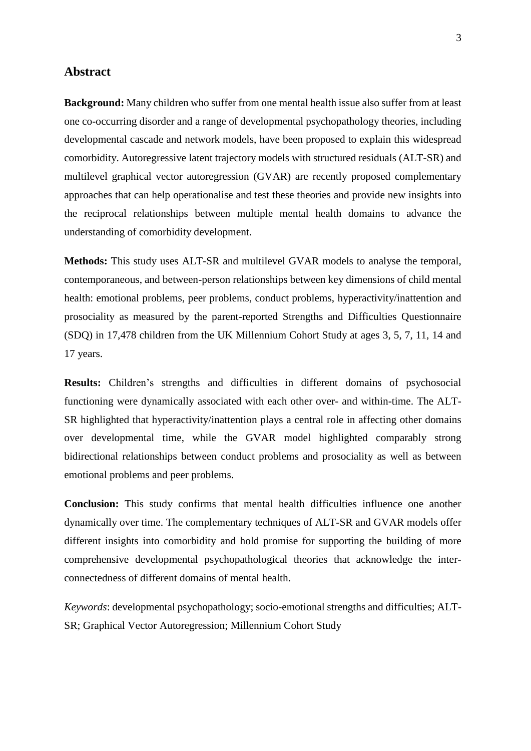## Abstract

**Background:** Many children who suffer from one mental health issue also suffer from at least one co-occurring disorder and a range of developmental psychopathology theories, including developmental cascade and network models, have been proposed to explain this widespread comorbidity. Autoregressive latent trajectory models with structured residuals (ALT-SR) and multilevel graphical vector autoregression (GVAR) are recently proposed complementary approaches that can help operationalise and test these theories and provide new insights into the reciprocal relationships between multiple mental health domains to advance the understanding of comorbidity development.

**Methods:** This study uses ALT-SR and multilevel GVAR models to analyse the temporal, contemporaneous, and between-person relationships between key dimensions of child mental health: emotional problems, peer problems, conduct problems, hyperactivity/inattention and prosociality as measured by the parent-reported Strengths and Difficulties Questionnaire (SDQ) in 17,478 children from the UK Millennium Cohort Study at ages 3, 5, 7, 11, 14 and 17 years.

**Results:** Children's strengths and difficulties in different domains of psychosocial functioning were dynamically associated with each other over- and within-time. The ALT-SR highlighted that hyperactivity/inattention plays a central role in affecting other domains over developmental time, while the GVAR model highlighted comparably strong bidirectional relationships between conduct problems and prosociality as well as between emotional problems and peer problems.

**Conclusion:** This study confirms that mental health difficulties influence one another dynamically over time. The complementary techniques of ALT-SR and GVAR models offer different insights into comorbidity and hold promise for supporting the building of more comprehensive developmental psychopathological theories that acknowledge the inter-connectedness of different domains of mental health.

*Keywords*: developmental psychopathology; socio-emotional strengths and difficulties; ALT-SR; Graphical Vector Autoregression; Millennium Cohort Study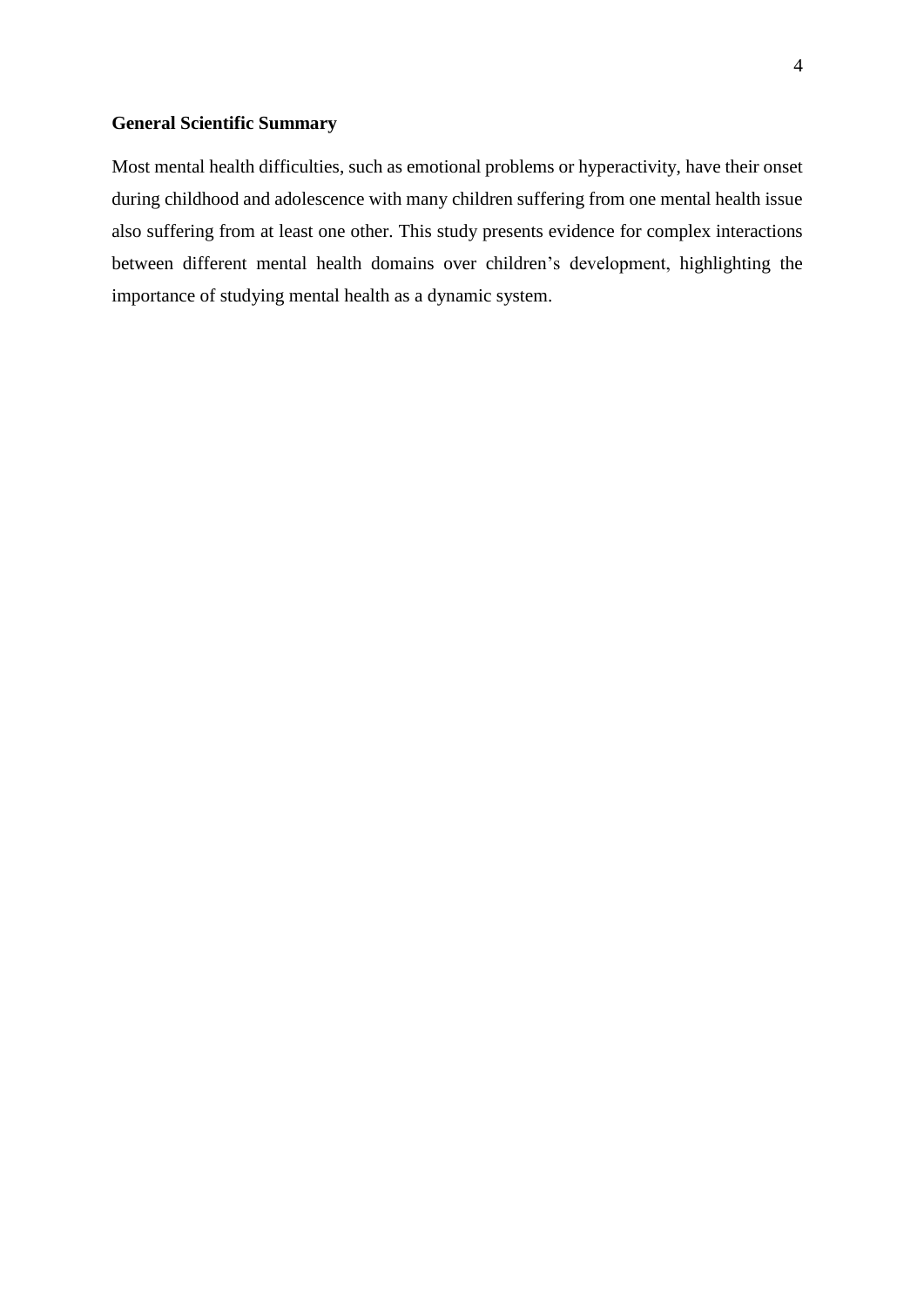## General Scientific Summary

Most mental health difficulties, such as emotional problems or hyperactivity, have their onset during childhood and adolescence with many children suffering from one mental health issue also suffering from at least one other. This study presents evidence for complex interactions between different mental health domains over children's development, highlighting the importance of studying mental health as a dynamic system.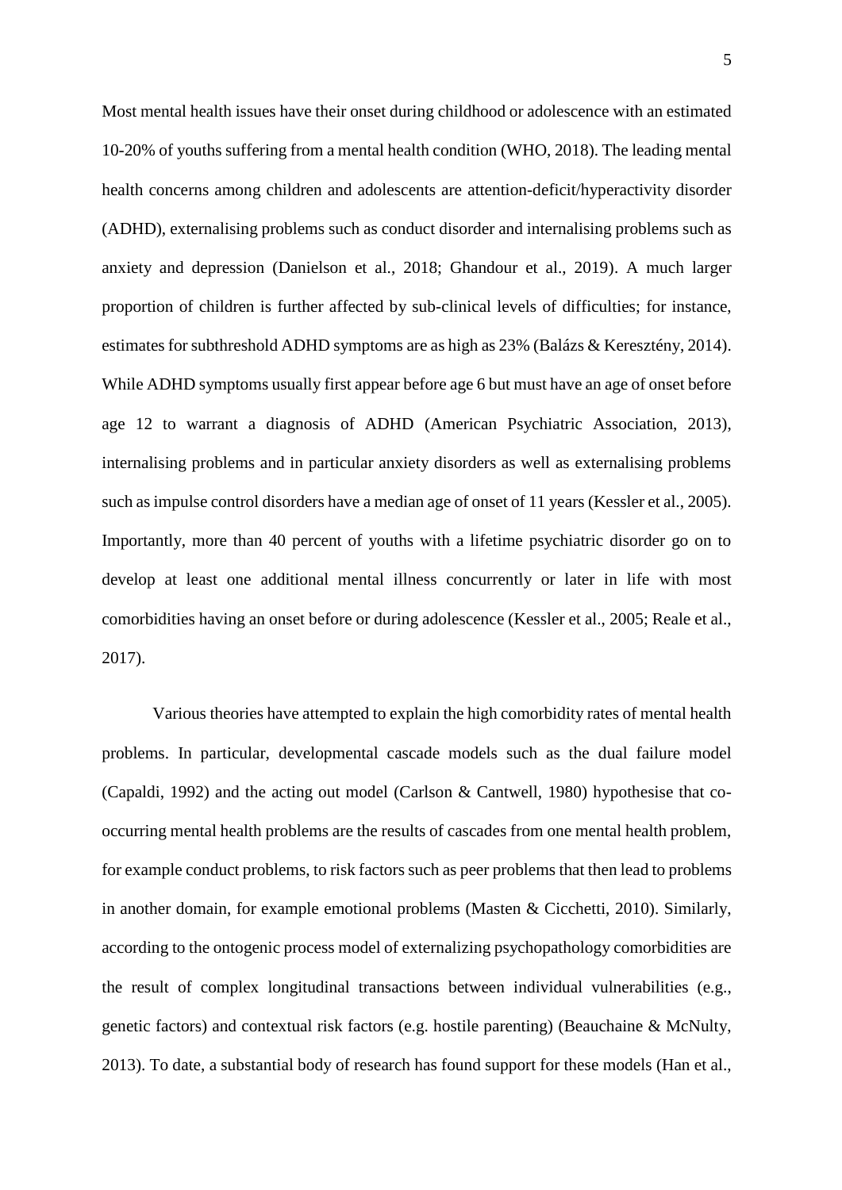Most mental health issues have their onset during childhood or adolescence with an estimated 10-20% of youths suffering from a mental health condition (WHO, 2018). The leading mental health concerns among children and adolescents are attention-deficit/hyperactivity disorder (ADHD), externalising problems such as conduct disorder and internalising problems such as anxiety and depression (Danielson et al., 2018; Ghandour et al., 2019). A much larger proportion of children is further affected by sub-clinical levels of difficulties; for instance, estimates for subthreshold ADHD symptoms are as high as 23% (Balázs & Keresztény, 2014). While ADHD symptoms usually first appear before age 6 but must have an age of onset before age 12 to warrant a diagnosis of ADHD (American Psychiatric Association, 2013), internalising problems and in particular anxiety disorders as well as externalising problems such as impulse control disorders have a median age of onset of 11 years (Kessler et al., 2005). Importantly, more than 40 percent of youths with a lifetime psychiatric disorder go on to develop at least one additional mental illness concurrently or later in life with most comorbidities having an onset before or during adolescence (Kessler et al., 2005; Reale et al., 2017).

Various theories have attempted to explain the high comorbidity rates of mental health problems. In particular, developmental cascade models such as the dual failure model (Capaldi, 1992) and the acting out model (Carlson & Cantwell, 1980) hypothesise that co-occurring mental health problems are the results of cascades from one mental health problem, for example conduct problems, to risk factors such as peer problems that then lead to problems in another domain, for example emotional problems (Masten & Cicchetti, 2010). Similarly, according to the ontogenic process model of externalizing psychopathology comorbidities are the result of complex longitudinal transactions between individual vulnerabilities (e.g., genetic factors) and contextual risk factors (e.g. hostile parenting) (Beauchaine & McNulty, 2013). To date, a substantial body of research has found support for these models (Han et al.,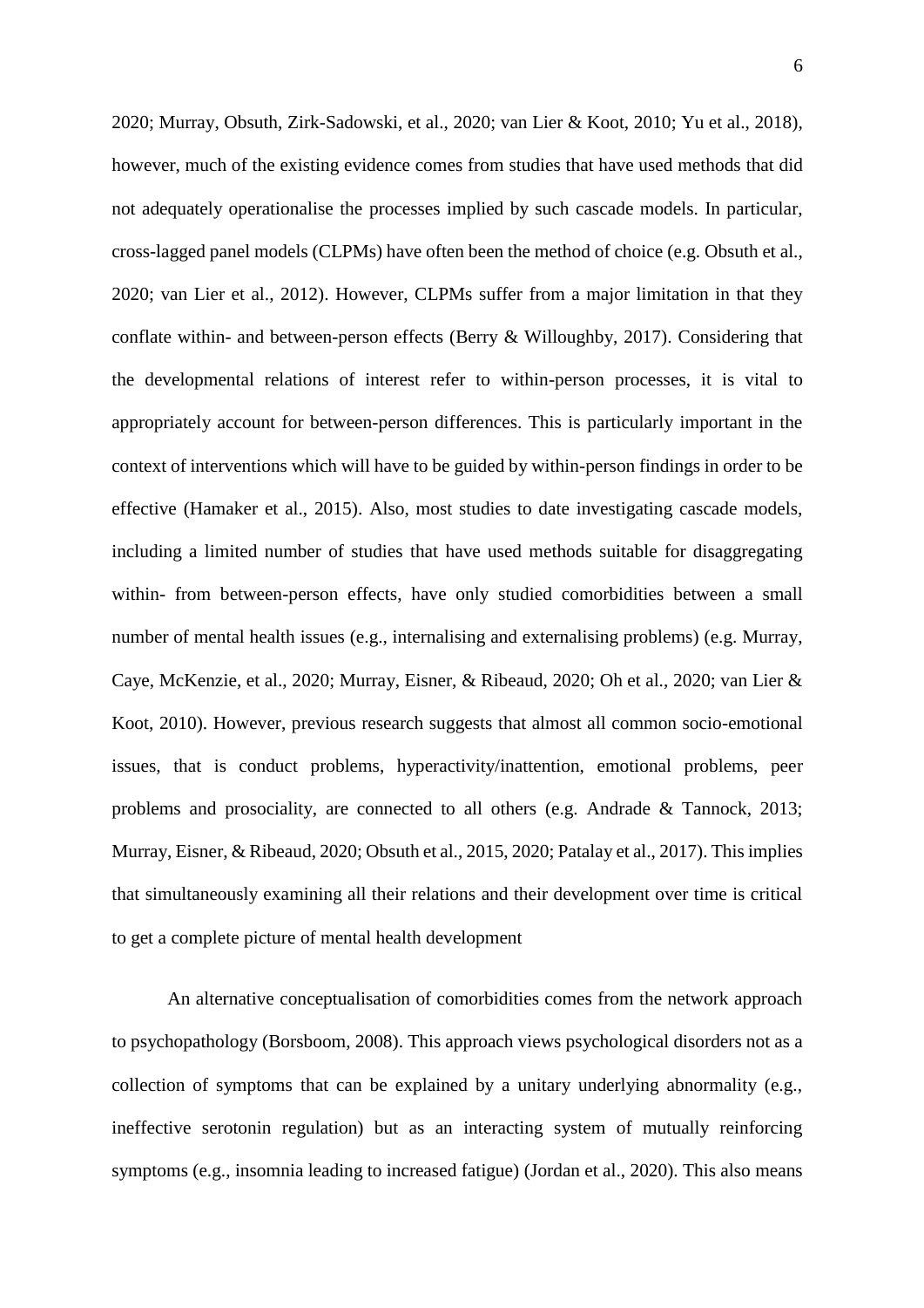2020; Murray, Obsuth, Zirk-Sadowski, et al., 2020; van Lier & Koot, 2010; Yu et al., 2018), however, much of the existing evidence comes from studies that have used methods that did not adequately operationalise the processes implied by such cascade models. In particular, cross-lagged panel models (CLPMs) have often been the method of choice (e.g. Obsuth et al., 2020; van Lier et al., 2012). However, CLPMs suffer from a major limitation in that they conflate within- and between-person effects (Berry & Willoughby, 2017). Considering that the developmental relations of interest refer to within-person processes, it is vital to appropriately account for between-person differences. This is particularly important in the context of interventions which will have to be guided by within-person findings in order to be effective (Hamaker et al., 2015). Also, most studies to date investigating cascade models, including a limited number of studies that have used methods suitable for disaggregating within- from between-person effects, have only studied comorbidities between a small number of mental health issues (e.g., internalising and externalising problems) (e.g. Murray, Caye, McKenzie, et al., 2020; Murray, Eisner, & Ribeaud, 2020; Oh et al., 2020; van Lier & Koot, 2010). However, previous research suggests that almost all common socio-emotional issues, that is conduct problems, hyperactivity/inattention, emotional problems, peer problems and prosociality, are connected to all others (e.g. Andrade & Tannock, 2013; Murray, Eisner, & Ribeaud, 2020; Obsuth et al., 2015, 2020; Patalay et al., 2017). This implies that simultaneously examining all their relations and their development over time is critical to get a complete picture of mental health development

An alternative conceptualisation of comorbidities comes from the network approach to psychopathology (Borsboom, 2008). This approach views psychological disorders not as a collection of symptoms that can be explained by a unitary underlying abnormality (e.g., ineffective serotonin regulation) but as an interacting system of mutually reinforcing symptoms (e.g., insomnia leading to increased fatigue) (Jordan et al., 2020). This also means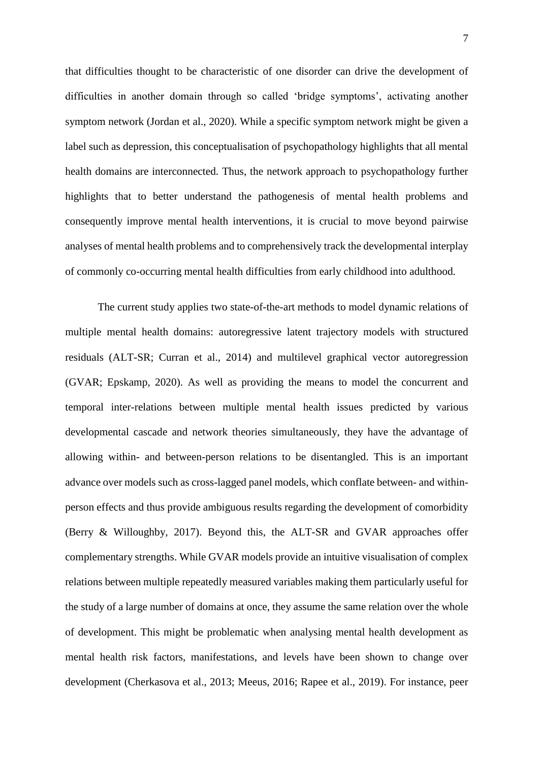that difficulties thought to be characteristic of one disorder can drive the development of difficulties in another domain through so called 'bridge symptoms', activating another symptom network (Jordan et al., 2020). While a specific symptom network might be given a label such as depression, this conceptualisation of psychopathology highlights that all mental health domains are interconnected. Thus, the network approach to psychopathology further highlights that to better understand the pathogenesis of mental health problems and consequently improve mental health interventions, it is crucial to move beyond pairwise analyses of mental health problems and to comprehensively track the developmental interplay of commonly co-occurring mental health difficulties from early childhood into adulthood.

The current study applies two state-of-the-art methods to model dynamic relations of multiple mental health domains: autoregressive latent trajectory models with structured residuals (ALT-SR; Curran et al., 2014) and multilevel graphical vector autoregression (GVAR; Epskamp, 2020). As well as providing the means to model the concurrent and temporal inter-relations between multiple mental health issues predicted by various developmental cascade and network theories simultaneously, they have the advantage of allowing within- and between-person relations to be disentangled. This is an important advance over models such as cross-lagged panel models, which conflate between- and within-person effects and thus provide ambiguous results regarding the development of comorbidity (Berry & Willoughby, 2017). Beyond this, the ALT-SR and GVAR approaches offer complementary strengths. While GVAR models provide an intuitive visualisation of complex relations between multiple repeatedly measured variables making them particularly useful for the study of a large number of domains at once, they assume the same relation over the whole of development. This might be problematic when analysing mental health development as mental health risk factors, manifestations, and levels have been shown to change over development (Cherkasova et al., 2013; Meeus, 2016; Rapee et al., 2019). For instance, peer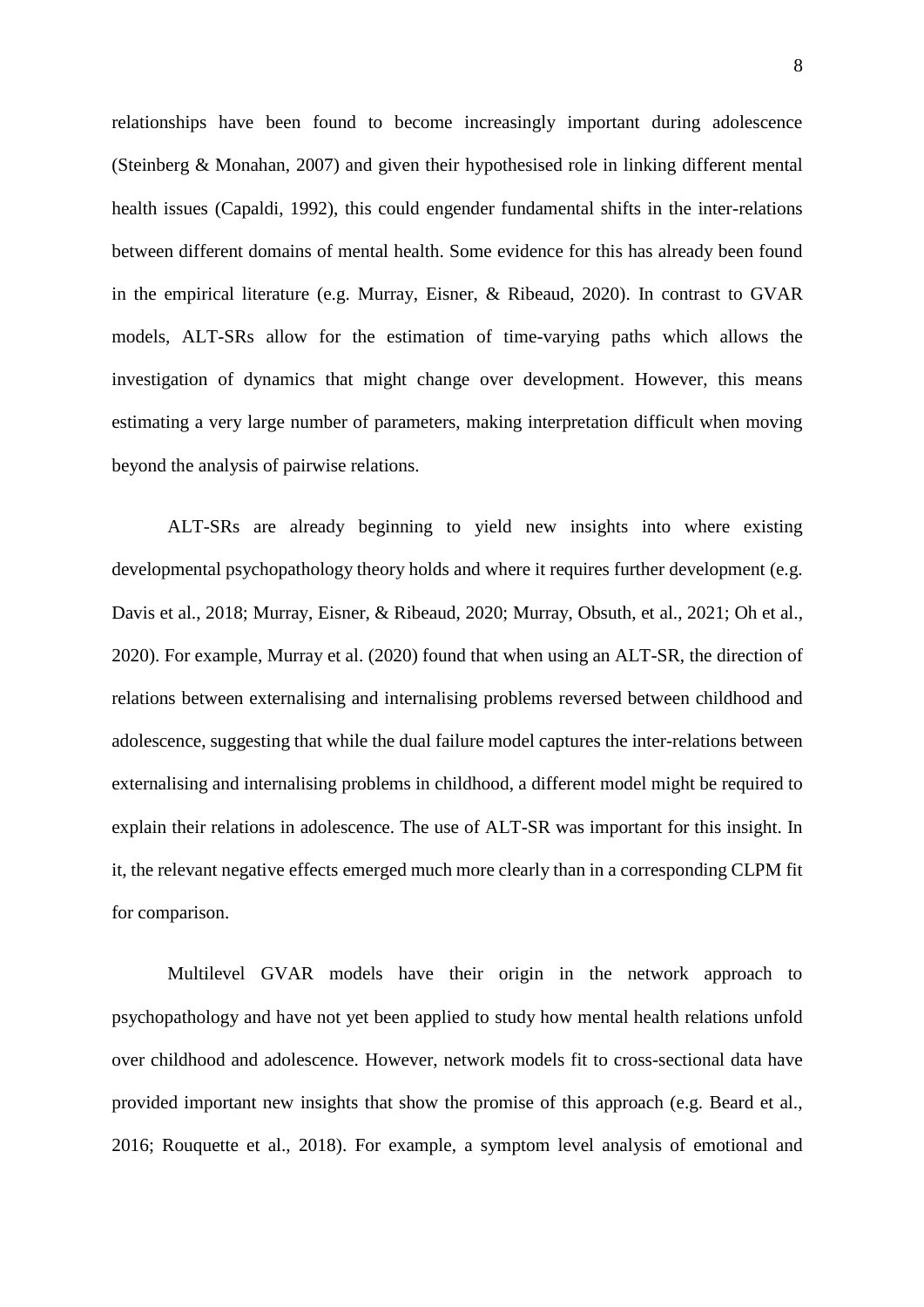relationships have been found to become increasingly important during adolescence (Steinberg & Monahan, 2007) and given their hypothesised role in linking different mental health issues (Capaldi, 1992), this could engender fundamental shifts in the inter-relations between different domains of mental health. Some evidence for this has already been found in the empirical literature (e.g. Murray, Eisner, & Ribeaud, 2020). In contrast to GVAR models, ALT-SRs allow for the estimation of time-varying paths which allows the investigation of dynamics that might change over development. However, this means estimating a very large number of parameters, making interpretation difficult when moving beyond the analysis of pairwise relations.

ALT-SRs are already beginning to yield new insights into where existing developmental psychopathology theory holds and where it requires further development (e.g. Davis et al., 2018; Murray, Eisner, & Ribeaud, 2020; Murray, Obsuth, et al., 2021; Oh et al., 2020). For example, Murray et al. (2020) found that when using an ALT-SR, the direction of relations between externalising and internalising problems reversed between childhood and adolescence, suggesting that while the dual failure model captures the inter-relations between externalising and internalising problems in childhood, a different model might be required to explain their relations in adolescence. The use of ALT-SR was important for this insight. In it, the relevant negative effects emerged much more clearly than in a corresponding CLPM fit for comparison.

Multilevel GVAR models have their origin in the network approach to psychopathology and have not yet been applied to study how mental health relations unfold over childhood and adolescence. However, network models fit to cross-sectional data have provided important new insights that show the promise of this approach (e.g. Beard et al., 2016; Rouquette et al., 2018). For example, a symptom level analysis of emotional and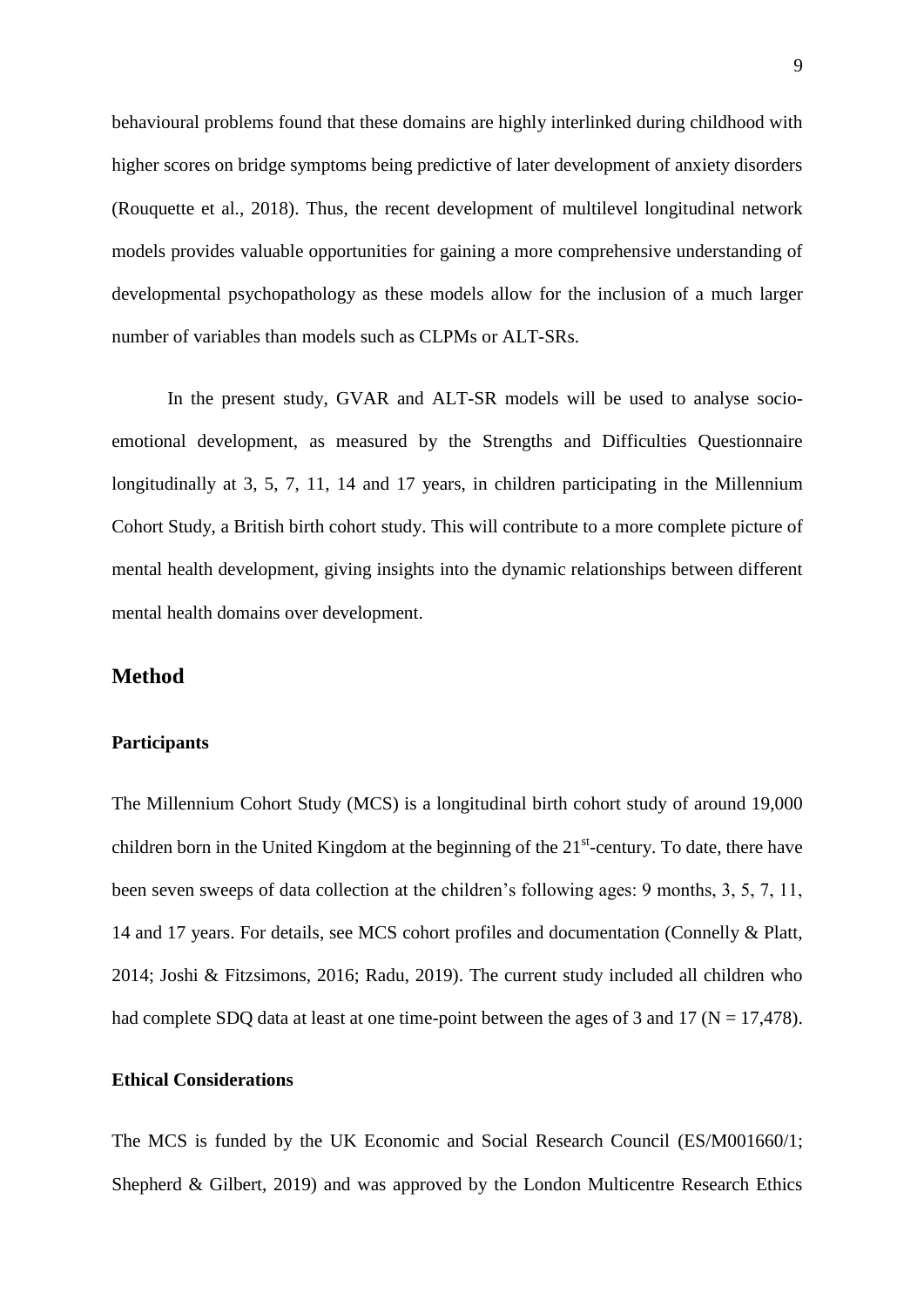behavioural problems found that these domains are highly interlinked during childhood with higher scores on bridge symptoms being predictive of later development of anxiety disorders (Rouquette et al., 2018). Thus, the recent development of multilevel longitudinal network models provides valuable opportunities for gaining a more comprehensive understanding of developmental psychopathology as these models allow for the inclusion of a much larger number of variables than models such as CLPMs or ALT-SRs.

In the present study, GVAR and ALT-SR models will be used to analyse socio-emotional development, as measured by the Strengths and Difficulties Questionnaire longitudinally at 3, 5, 7, 11, 14 and 17 years, in children participating in the Millennium Cohort Study, a British birth cohort study. This will contribute to a more complete picture of mental health development, giving insights into the dynamic relationships between different mental health domains over development.

## Method

### Participants

The Millennium Cohort Study (MCS) is a longitudinal birth cohort study of around 19,000 children born in the United Kingdom at the beginning of the 21st-century. To date, there have been seven sweeps of data collection at the children's following ages: 9 months, 3, 5, 7, 11, 14 and 17 years. For details, see MCS cohort profiles and documentation (Connelly & Platt, 2014; Joshi & Fitzsimons, 2016; Radu, 2019). The current study included all children who had complete SDQ data at least at one time-point between the ages of 3 and 17 (N = 17,478).

### Ethical Considerations

The MCS is funded by the UK Economic and Social Research Council (ES/M001660/1; Shepherd & Gilbert, 2019) and was approved by the London Multicentre Research Ethics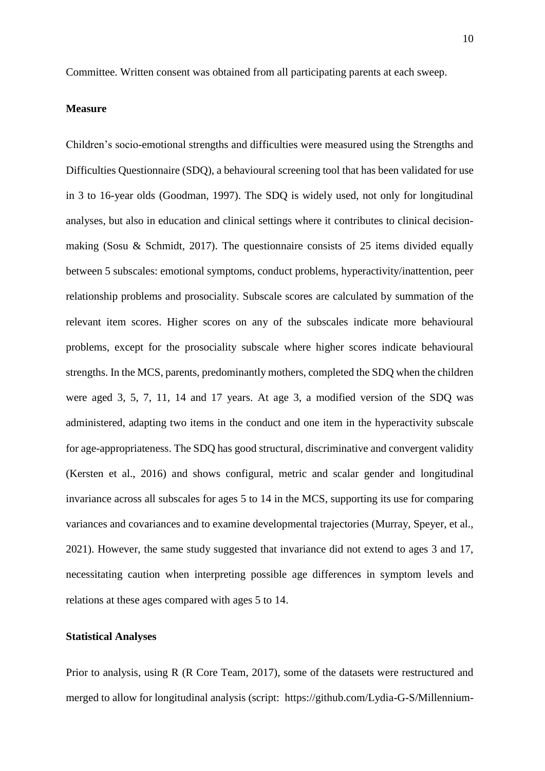Committee. Written consent was obtained from all participating parents at each sweep.

### Measure

Children's socio-emotional strengths and difficulties were measured using the Strengths and Difficulties Questionnaire (SDQ), a behavioural screening tool that has been validated for use in 3 to 16-year olds (Goodman, 1997). The SDQ is widely used, not only for longitudinal analyses, but also in education and clinical settings where it contributes to clinical decision-making (Sosu & Schmidt, 2017). The questionnaire consists of 25 items divided equally between 5 subscales: emotional symptoms, conduct problems, hyperactivity/inattention, peer relationship problems and prosociality. Subscale scores are calculated by summation of the relevant item scores. Higher scores on any of the subscales indicate more behavioural problems, except for the prosociality subscale where higher scores indicate behavioural strengths. In the MCS, parents, predominantly mothers, completed the SDQ when the children were aged 3, 5, 7, 11, 14 and 17 years. At age 3, a modified version of the SDQ was administered, adapting two items in the conduct and one item in the hyperactivity subscale for age-appropriateness. The SDQ has good structural, discriminative and convergent validity (Kersten et al., 2016) and shows configural, metric and scalar gender and longitudinal invariance across all subscales for ages 5 to 14 in the MCS, supporting its use for comparing variances and covariances and to examine developmental trajectories (Murray, Speyer, et al., 2021). However, the same study suggested that invariance did not extend to ages 3 and 17, necessitating caution when interpreting possible age differences in symptom levels and relations at these ages compared with ages 5 to 14.

### Statistical Analyses

Prior to analysis, using R (R Core Team, 2017), some of the datasets were restructured and merged to allow for longitudinal analysis (script: https://github.com/Lydia-G-S/Millennium-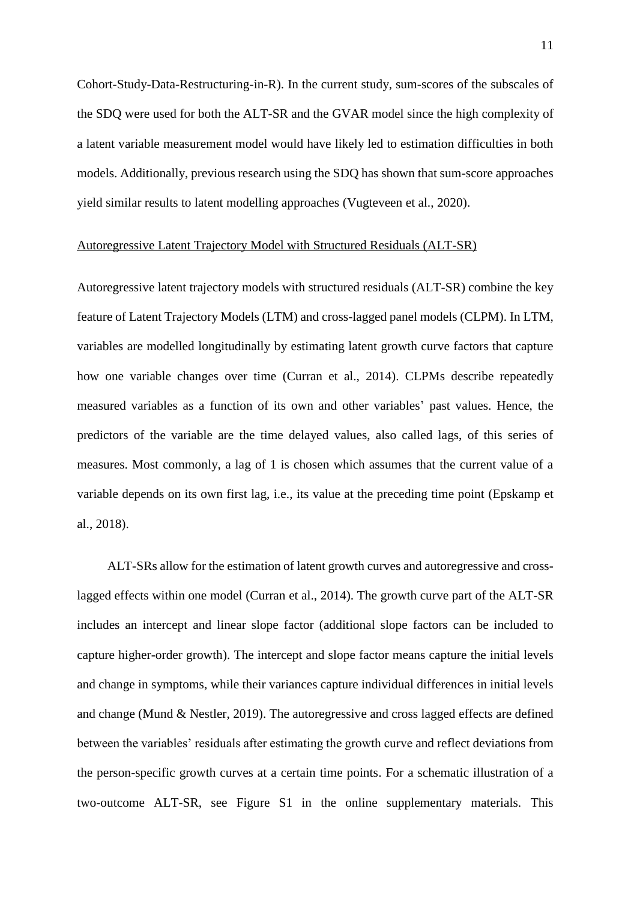Cohort-Study-Data-Restructuring-in-R). In the current study, sum-scores of the subscales of the SDQ were used for both the ALT-SR and the GVAR model since the high complexity of a latent variable measurement model would have likely led to estimation difficulties in both models. Additionally, previous research using the SDQ has shown that sum-score approaches yield similar results to latent modelling approaches (Vugteveen et al., 2020).

<u>Autoregressive Latent Trajectory Model with Structured Residuals (ALT-SR)</u>

Autoregressive latent trajectory models with structured residuals (ALT-SR) combine the key feature of Latent Trajectory Models (LTM) and cross-lagged panel models (CLPM). In LTM, variables are modelled longitudinally by estimating latent growth curve factors that capture how one variable changes over time (Curran et al., 2014). CLPMs describe repeatedly measured variables as a function of its own and other variables' past values. Hence, the predictors of the variable are the time delayed values, also called lags, of this series of measures. Most commonly, a lag of 1 is chosen which assumes that the current value of a variable depends on its own first lag, i.e., its value at the preceding time point (Epskamp et al., 2018).

ALT-SRs allow for the estimation of latent growth curves and autoregressive and cross-lagged effects within one model (Curran et al., 2014). The growth curve part of the ALT-SR includes an intercept and linear slope factor (additional slope factors can be included to capture higher-order growth). The intercept and slope factor means capture the initial levels and change in symptoms, while their variances capture individual differences in initial levels and change (Mund & Nestler, 2019). The autoregressive and cross lagged effects are defined between the variables' residuals after estimating the growth curve and reflect deviations from the person-specific growth curves at a certain time points. For a schematic illustration of a two-outcome ALT-SR, see Figure S1 in the online supplementary materials. This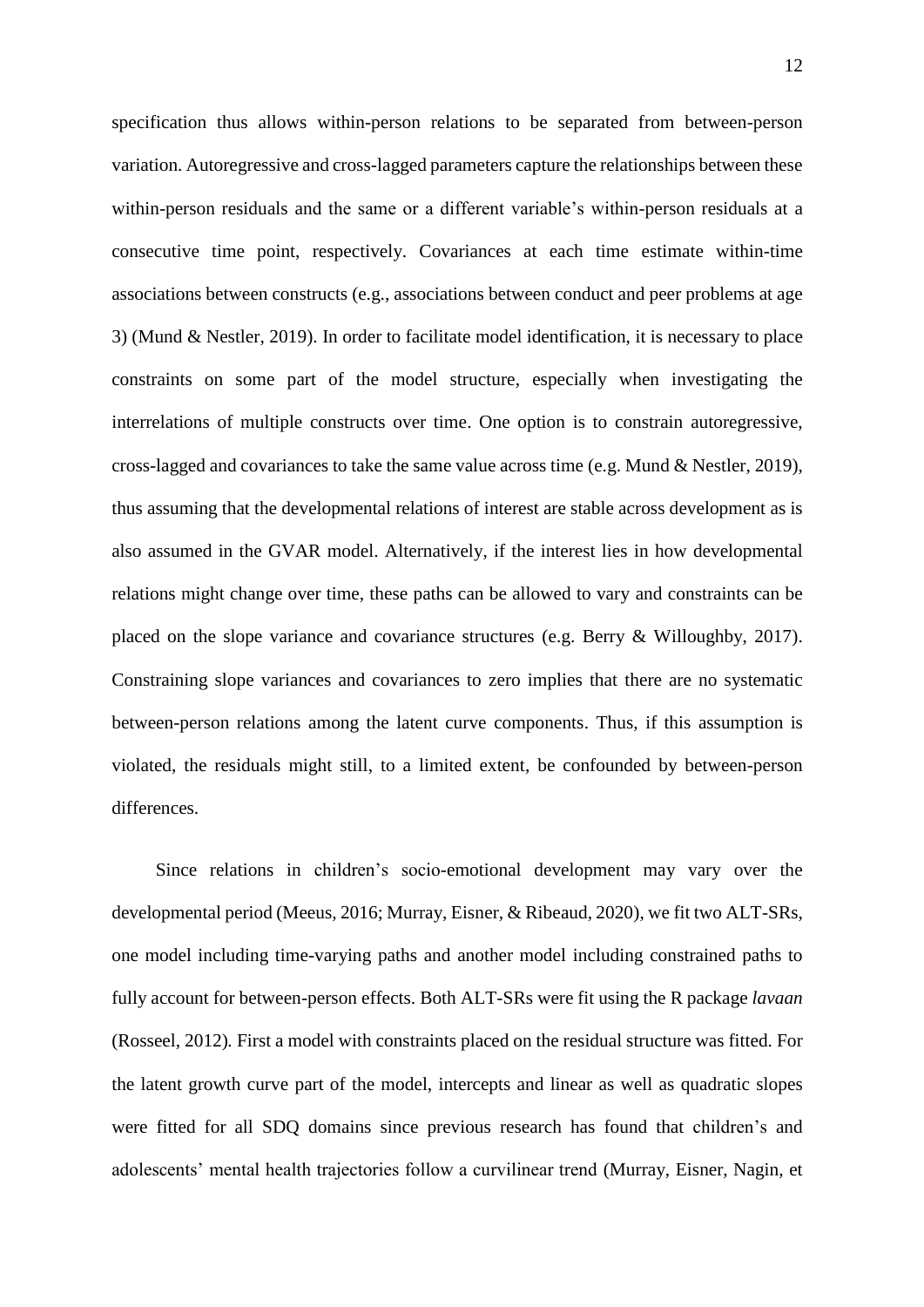specification thus allows within-person relations to be separated from between-person variation. Autoregressive and cross-lagged parameters capture the relationships between these within-person residuals and the same or a different variable's within-person residuals at a consecutive time point, respectively. Covariances at each time estimate within-time associations between constructs (e.g., associations between conduct and peer problems at age 3) (Mund & Nestler, 2019). In order to facilitate model identification, it is necessary to place constraints on some part of the model structure, especially when investigating the interrelations of multiple constructs over time. One option is to constrain autoregressive, cross-lagged and covariances to take the same value across time (e.g. Mund & Nestler, 2019), thus assuming that the developmental relations of interest are stable across development as is also assumed in the GVAR model. Alternatively, if the interest lies in how developmental relations might change over time, these paths can be allowed to vary and constraints can be placed on the slope variance and covariance structures (e.g. Berry & Willoughby, 2017). Constraining slope variances and covariances to zero implies that there are no systematic between-person relations among the latent curve components. Thus, if this assumption is violated, the residuals might still, to a limited extent, be confounded by between-person differences.

Since relations in children's socio-emotional development may vary over the developmental period (Meeus, 2016; Murray, Eisner, & Ribeaud, 2020), we fit two ALT-SRs, one model including time-varying paths and another model including constrained paths to fully account for between-person effects. Both ALT-SRs were fit using the R package *lavaan* (Rosseel, 2012). First a model with constraints placed on the residual structure was fitted. For the latent growth curve part of the model, intercepts and linear as well as quadratic slopes were fitted for all SDQ domains since previous research has found that children's and adolescents' mental health trajectories follow a curvilinear trend (Murray, Eisner, Nagin, et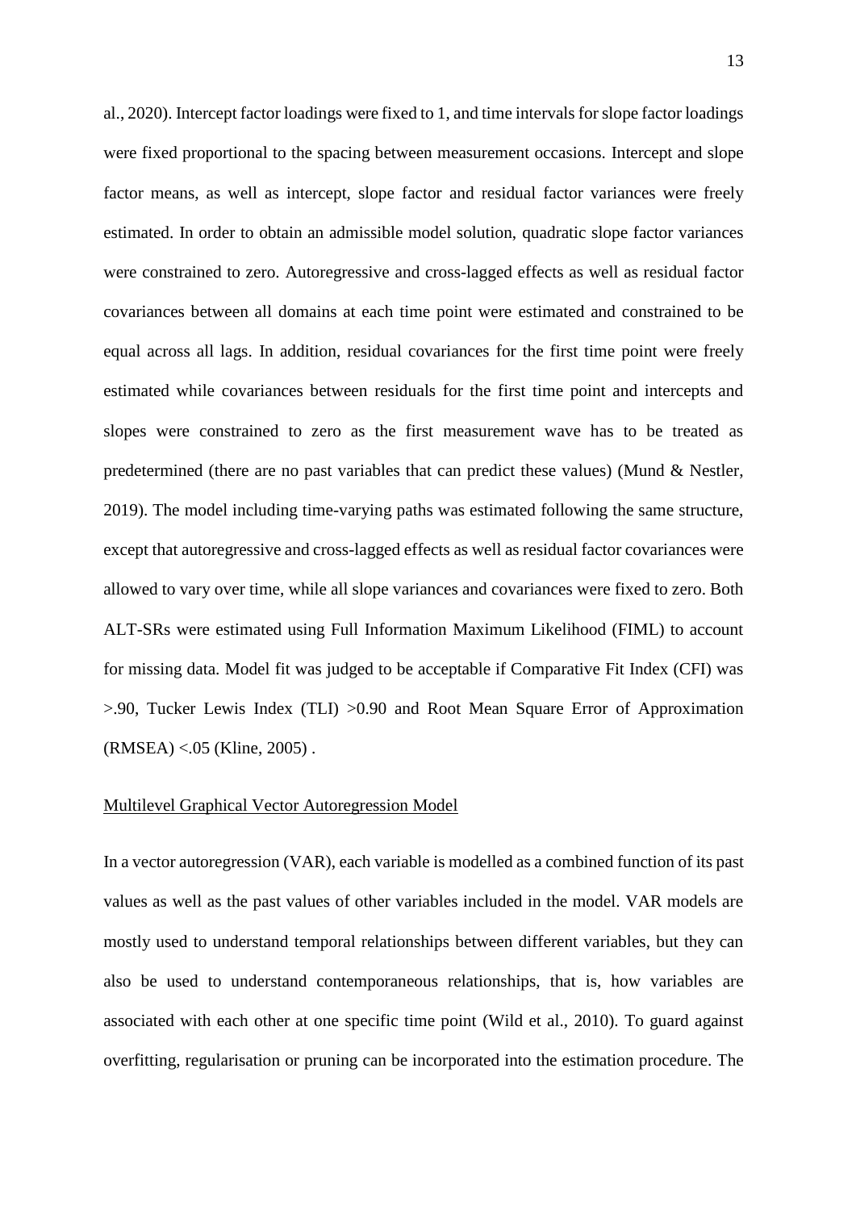al., 2020). Intercept factor loadings were fixed to 1, and time intervals for slope factor loadings were fixed proportional to the spacing between measurement occasions. Intercept and slope factor means, as well as intercept, slope factor and residual factor variances were freely estimated. In order to obtain an admissible model solution, quadratic slope factor variances were constrained to zero. Autoregressive and cross-lagged effects as well as residual factor covariances between all domains at each time point were estimated and constrained to be equal across all lags. In addition, residual covariances for the first time point were freely estimated while covariances between residuals for the first time point and intercepts and slopes were constrained to zero as the first measurement wave has to be treated as predetermined (there are no past variables that can predict these values) (Mund & Nestler, 2019). The model including time-varying paths was estimated following the same structure, except that autoregressive and cross-lagged effects as well as residual factor covariances were allowed to vary over time, while all slope variances and covariances were fixed to zero. Both ALT-SRs were estimated using Full Information Maximum Likelihood (FIML) to account for missing data. Model fit was judged to be acceptable if Comparative Fit Index (CFI) was >.90, Tucker Lewis Index (TLI) >0.90 and Root Mean Square Error of Approximation (RMSEA) <.05 (Kline, 2005) .

Multilevel Graphical Vector Autoregression Model

In a vector autoregression (VAR), each variable is modelled as a combined function of its past values as well as the past values of other variables included in the model. VAR models are mostly used to understand temporal relationships between different variables, but they can also be used to understand contemporaneous relationships, that is, how variables are associated with each other at one specific time point (Wild et al., 2010). To guard against overfitting, regularisation or pruning can be incorporated into the estimation procedure. The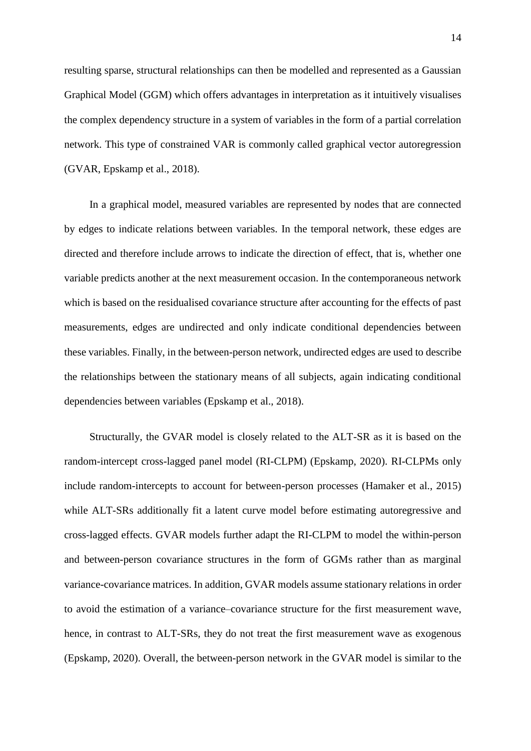resulting sparse, structural relationships can then be modelled and represented as a Gaussian Graphical Model (GGM) which offers advantages in interpretation as it intuitively visualises the complex dependency structure in a system of variables in the form of a partial correlation network. This type of constrained VAR is commonly called graphical vector autoregression (GVAR, Epskamp et al., 2018).

In a graphical model, measured variables are represented by nodes that are connected by edges to indicate relations between variables. In the temporal network, these edges are directed and therefore include arrows to indicate the direction of effect, that is, whether one variable predicts another at the next measurement occasion. In the contemporaneous network which is based on the residualised covariance structure after accounting for the effects of past measurements, edges are undirected and only indicate conditional dependencies between these variables. Finally, in the between-person network, undirected edges are used to describe the relationships between the stationary means of all subjects, again indicating conditional dependencies between variables (Epskamp et al., 2018).

Structurally, the GVAR model is closely related to the ALT-SR as it is based on the random-intercept cross-lagged panel model (RI-CLPM) (Epskamp, 2020). RI-CLPMs only include random-intercepts to account for between-person processes (Hamaker et al., 2015) while ALT-SRs additionally fit a latent curve model before estimating autoregressive and cross-lagged effects. GVAR models further adapt the RI-CLPM to model the within-person and between-person covariance structures in the form of GGMs rather than as marginal variance-covariance matrices. In addition, GVAR models assume stationary relations in order to avoid the estimation of a variance–covariance structure for the first measurement wave, hence, in contrast to ALT-SRs, they do not treat the first measurement wave as exogenous (Epskamp, 2020). Overall, the between-person network in the GVAR model is similar to the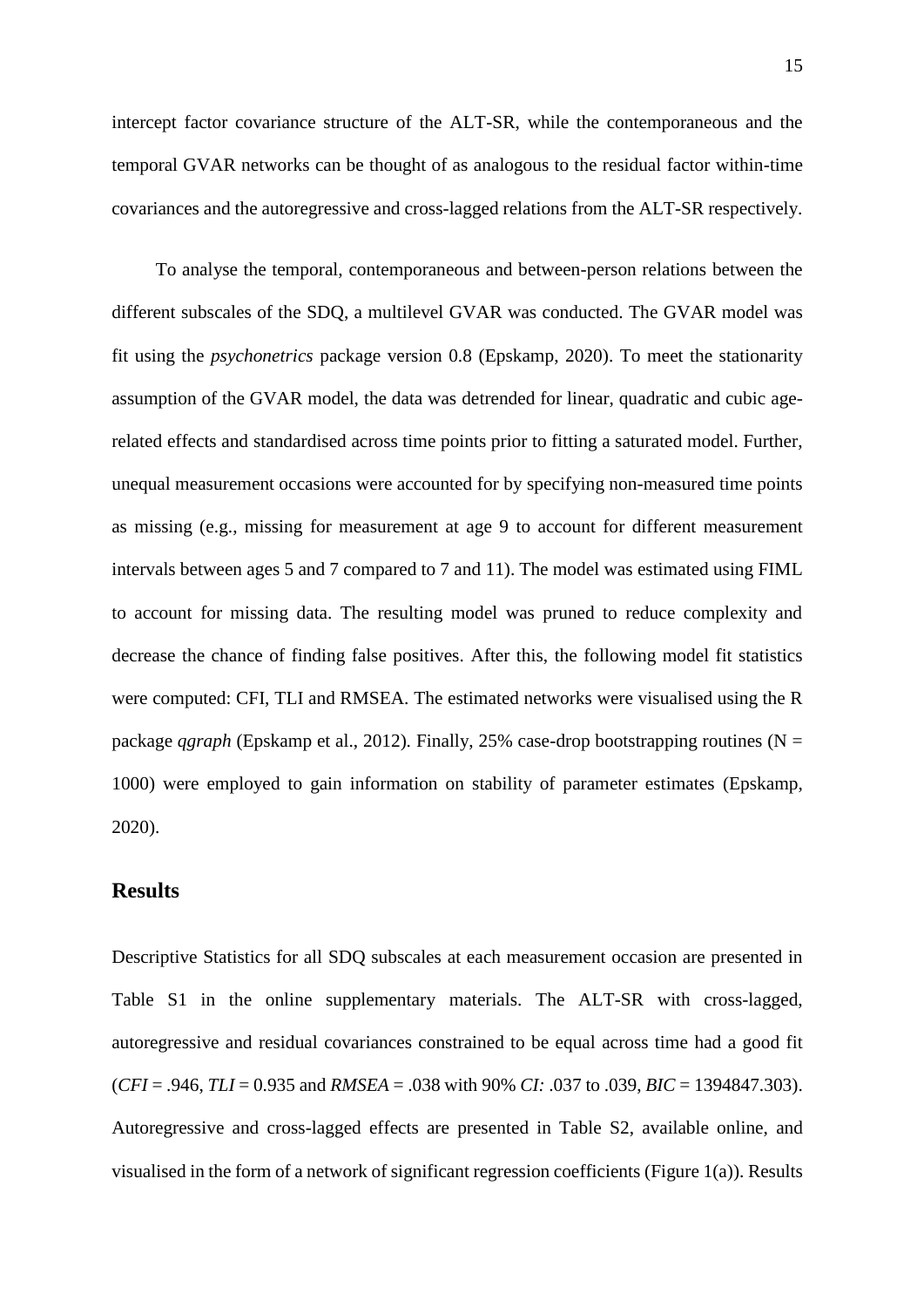intercept factor covariance structure of the ALT-SR, while the contemporaneous and the temporal GVAR networks can be thought of as analogous to the residual factor within-time covariances and the autoregressive and cross-lagged relations from the ALT-SR respectively.

To analyse the temporal, contemporaneous and between-person relations between the different subscales of the SDQ, a multilevel GVAR was conducted. The GVAR model was fit using the *psychonetrics* package version 0.8 (Epskamp, 2020). To meet the stationarity assumption of the GVAR model, the data was detrended for linear, quadratic and cubic age-related effects and standardised across time points prior to fitting a saturated model. Further, unequal measurement occasions were accounted for by specifying non-measured time points as missing (e.g., missing for measurement at age 9 to account for different measurement intervals between ages 5 and 7 compared to 7 and 11). The model was estimated using FIML to account for missing data. The resulting model was pruned to reduce complexity and decrease the chance of finding false positives. After this, the following model fit statistics were computed: CFI, TLI and RMSEA. The estimated networks were visualised using the R package *qgraph* (Epskamp et al., 2012). Finally, 25% case-drop bootstrapping routines (N = 1000) were employed to gain information on stability of parameter estimates (Epskamp, 2020).

## Results

Descriptive Statistics for all SDQ subscales at each measurement occasion are presented in Table S1 in the online supplementary materials. The ALT-SR with cross-lagged, autoregressive and residual covariances constrained to be equal across time had a good fit (*CFI* = .946, *TLI* = 0.935 and *RMSEA* = .038 with 90% *CI:* .037 to .039, *BIC* = 1394847.303). Autoregressive and cross-lagged effects are presented in Table S2, available online, and visualised in the form of a network of significant regression coefficients (Figure 1(a)). Results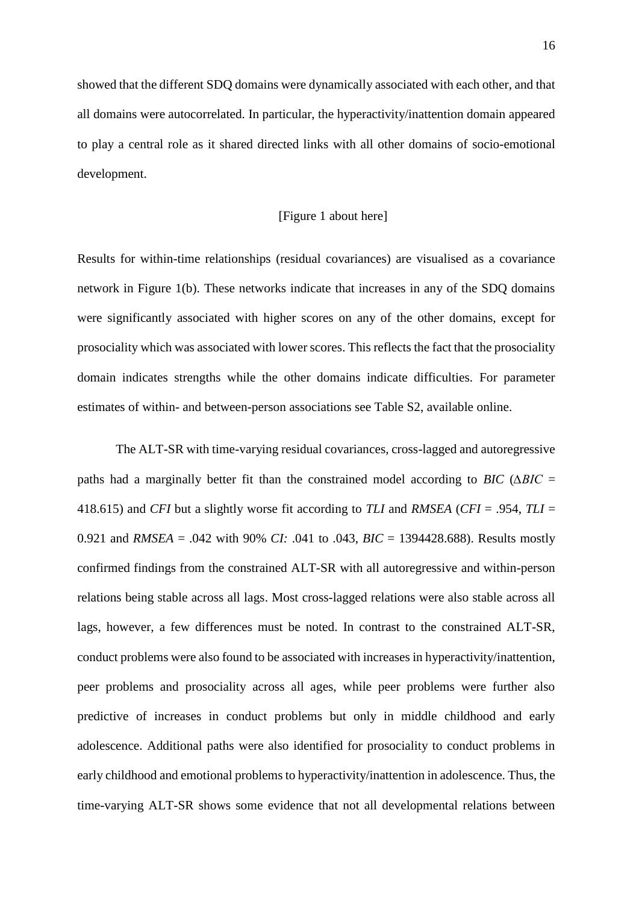showed that the different SDQ domains were dynamically associated with each other, and that all domains were autocorrelated. In particular, the hyperactivity/inattention domain appeared to play a central role as it shared directed links with all other domains of socio-emotional development.

[Figure 1 about here]

Results for within-time relationships (residual covariances) are visualised as a covariance network in Figure 1(b). These networks indicate that increases in any of the SDQ domains were significantly associated with higher scores on any of the other domains, except for prosociality which was associated with lower scores. This reflects the fact that the prosociality domain indicates strengths while the other domains indicate difficulties. For parameter estimates of within- and between-person associations see Table S2, available online.

The ALT-SR with time-varying residual covariances, cross-lagged and autoregressive paths had a marginally better fit than the constrained model according to *BIC* ($\Delta BIC$ = 418.615) and *CFI* but a slightly worse fit according to *TLI* and *RMSEA* (*CFI* = .954, *TLI* = 0.921 and *RMSEA* = .042 with 90% *CI:* .041 to .043, *BIC* = 1394428.688). Results mostly confirmed findings from the constrained ALT-SR with all autoregressive and within-person relations being stable across all lags. Most cross-lagged relations were also stable across all lags, however, a few differences must be noted. In contrast to the constrained ALT-SR, conduct problems were also found to be associated with increases in hyperactivity/inattention, peer problems and prosociality across all ages, while peer problems were further also predictive of increases in conduct problems but only in middle childhood and early adolescence. Additional paths were also identified for prosociality to conduct problems in early childhood and emotional problems to hyperactivity/inattention in adolescence. Thus, the time-varying ALT-SR shows some evidence that not all developmental relations between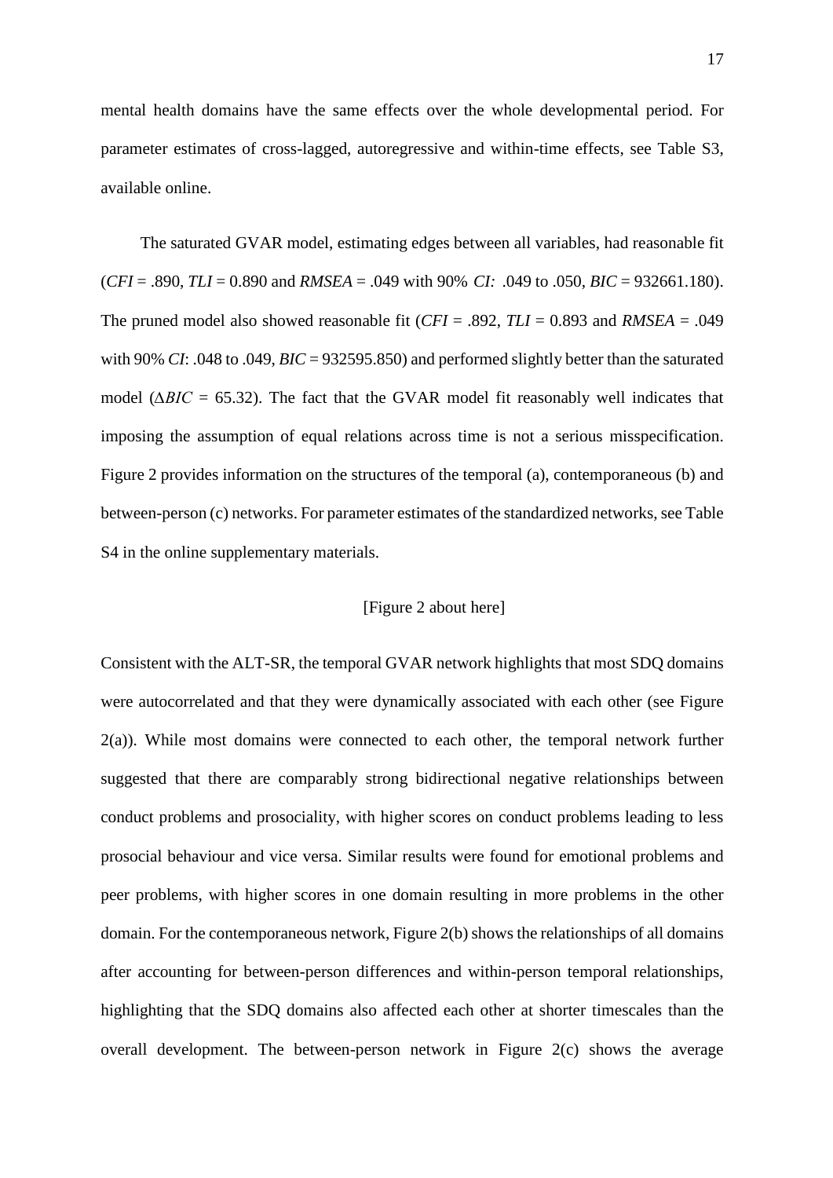mental health domains have the same effects over the whole developmental period. For parameter estimates of cross-lagged, autoregressive and within-time effects, see Table S3, available online.

The saturated GVAR model, estimating edges between all variables, had reasonable fit (*CFI* = .890, *TLI* = 0.890 and *RMSEA* = .049 with 90% *CI:* .049 to .050, *BIC* = 932661.180). The pruned model also showed reasonable fit (*CFI* = .892, *TLI* = 0.893 and *RMSEA* = .049 with 90% *CI*: .048 to .049, *BIC* = 932595.850) and performed slightly better than the saturated model ($\Delta BIC$ = 65.32). The fact that the GVAR model fit reasonably well indicates that imposing the assumption of equal relations across time is not a serious misspecification. Figure 2 provides information on the structures of the temporal (a), contemporaneous (b) and between-person (c) networks. For parameter estimates of the standardized networks, see Table S4 in the online supplementary materials.

[Figure 2 about here]

Consistent with the ALT-SR, the temporal GVAR network highlights that most SDQ domains were autocorrelated and that they were dynamically associated with each other (see Figure 2(a)). While most domains were connected to each other, the temporal network further suggested that there are comparably strong bidirectional negative relationships between conduct problems and prosociality, with higher scores on conduct problems leading to less prosocial behaviour and vice versa. Similar results were found for emotional problems and peer problems, with higher scores in one domain resulting in more problems in the other domain. For the contemporaneous network, Figure 2(b) shows the relationships of all domains after accounting for between-person differences and within-person temporal relationships, highlighting that the SDQ domains also affected each other at shorter timescales than the overall development. The between-person network in Figure 2(c) shows the average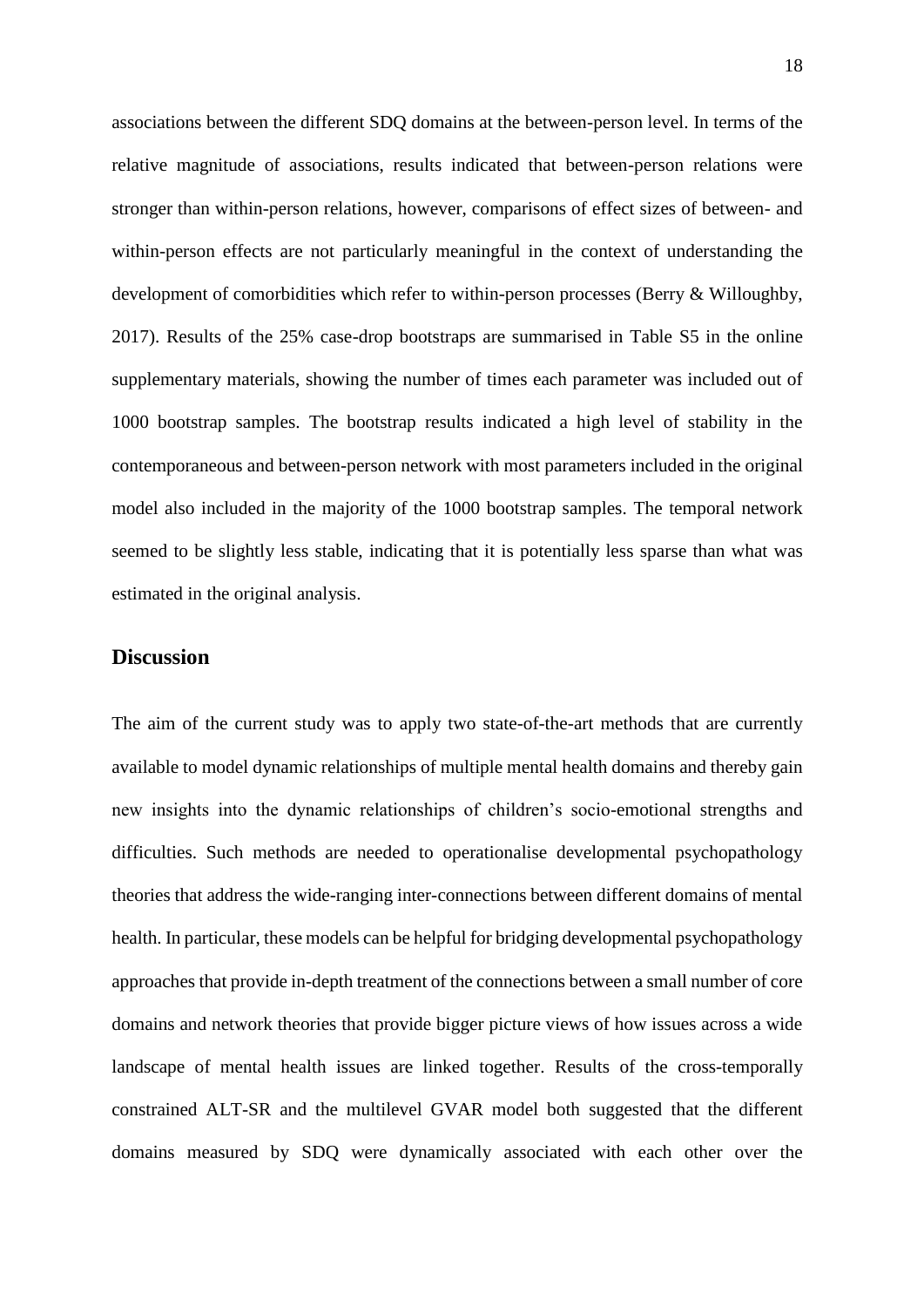associations between the different SDQ domains at the between-person level. In terms of the relative magnitude of associations, results indicated that between-person relations were stronger than within-person relations, however, comparisons of effect sizes of between- and within-person effects are not particularly meaningful in the context of understanding the development of comorbidities which refer to within-person processes (Berry & Willoughby, 2017). Results of the 25% case-drop bootstraps are summarised in Table S5 in the online supplementary materials, showing the number of times each parameter was included out of 1000 bootstrap samples. The bootstrap results indicated a high level of stability in the contemporaneous and between-person network with most parameters included in the original model also included in the majority of the 1000 bootstrap samples. The temporal network seemed to be slightly less stable, indicating that it is potentially less sparse than what was estimated in the original analysis.

## Discussion

The aim of the current study was to apply two state-of-the-art methods that are currently available to model dynamic relationships of multiple mental health domains and thereby gain new insights into the dynamic relationships of children's socio-emotional strengths and difficulties. Such methods are needed to operationalise developmental psychopathology theories that address the wide-ranging inter-connections between different domains of mental health. In particular, these models can be helpful for bridging developmental psychopathology approaches that provide in-depth treatment of the connections between a small number of core domains and network theories that provide bigger picture views of how issues across a wide landscape of mental health issues are linked together. Results of the cross-temporally constrained ALT-SR and the multilevel GVAR model both suggested that the different domains measured by SDQ were dynamically associated with each other over the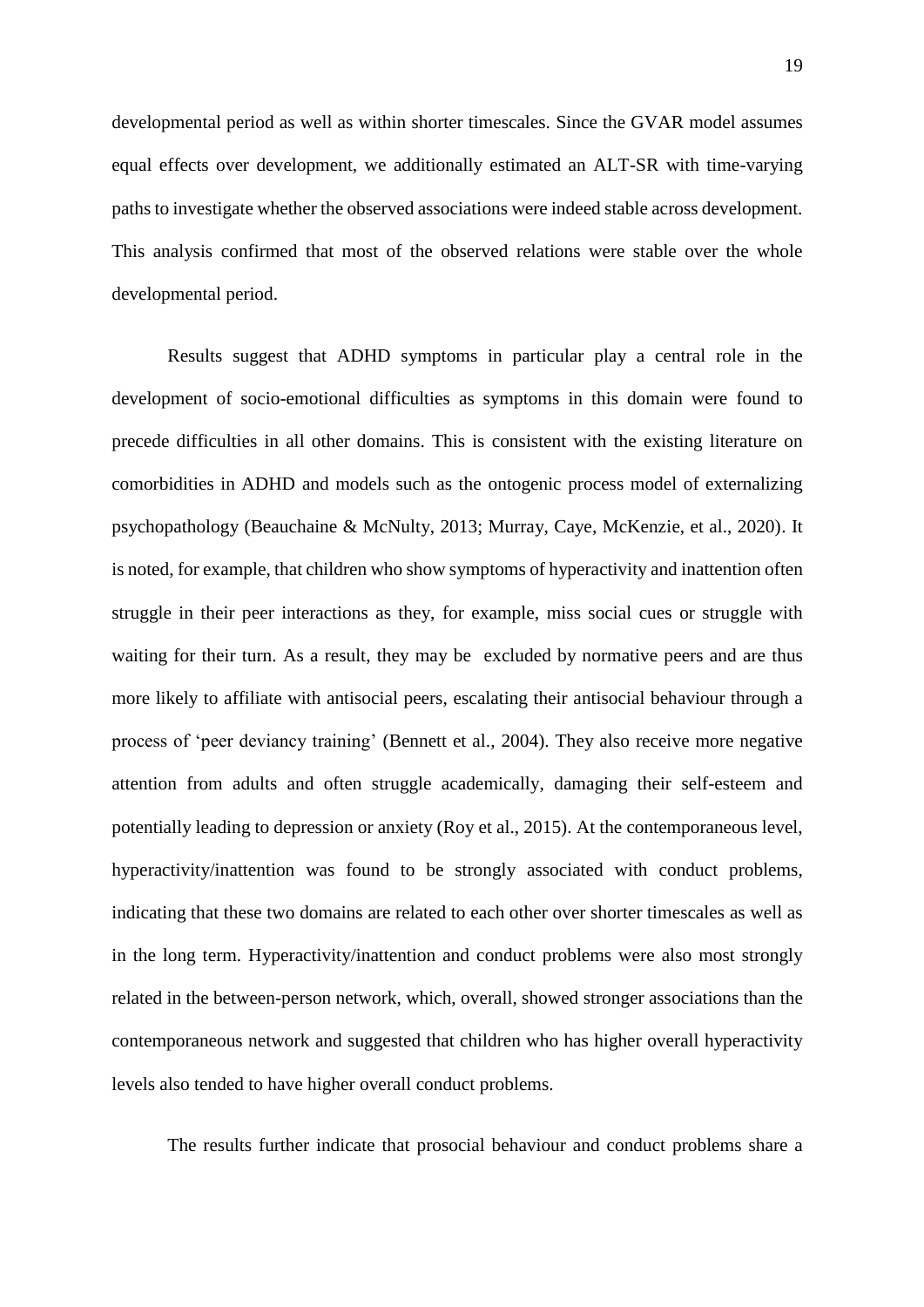developmental period as well as within shorter timescales. Since the GVAR model assumes equal effects over development, we additionally estimated an ALT-SR with time-varying paths to investigate whether the observed associations were indeed stable across development. This analysis confirmed that most of the observed relations were stable over the whole developmental period.

Results suggest that ADHD symptoms in particular play a central role in the development of socio-emotional difficulties as symptoms in this domain were found to precede difficulties in all other domains. This is consistent with the existing literature on comorbidities in ADHD and models such as the ontogenic process model of externalizing psychopathology (Beauchaine & McNulty, 2013; Murray, Caye, McKenzie, et al., 2020). It is noted, for example, that children who show symptoms of hyperactivity and inattention often struggle in their peer interactions as they, for example, miss social cues or struggle with waiting for their turn. As a result, they may be excluded by normative peers and are thus more likely to affiliate with antisocial peers, escalating their antisocial behaviour through a process of 'peer deviancy training' (Bennett et al., 2004). They also receive more negative attention from adults and often struggle academically, damaging their self-esteem and potentially leading to depression or anxiety (Roy et al., 2015). At the contemporaneous level, hyperactivity/inattention was found to be strongly associated with conduct problems, indicating that these two domains are related to each other over shorter timescales as well as in the long term. Hyperactivity/inattention and conduct problems were also most strongly related in the between-person network, which, overall, showed stronger associations than the contemporaneous network and suggested that children who has higher overall hyperactivity levels also tended to have higher overall conduct problems.

The results further indicate that prosocial behaviour and conduct problems share a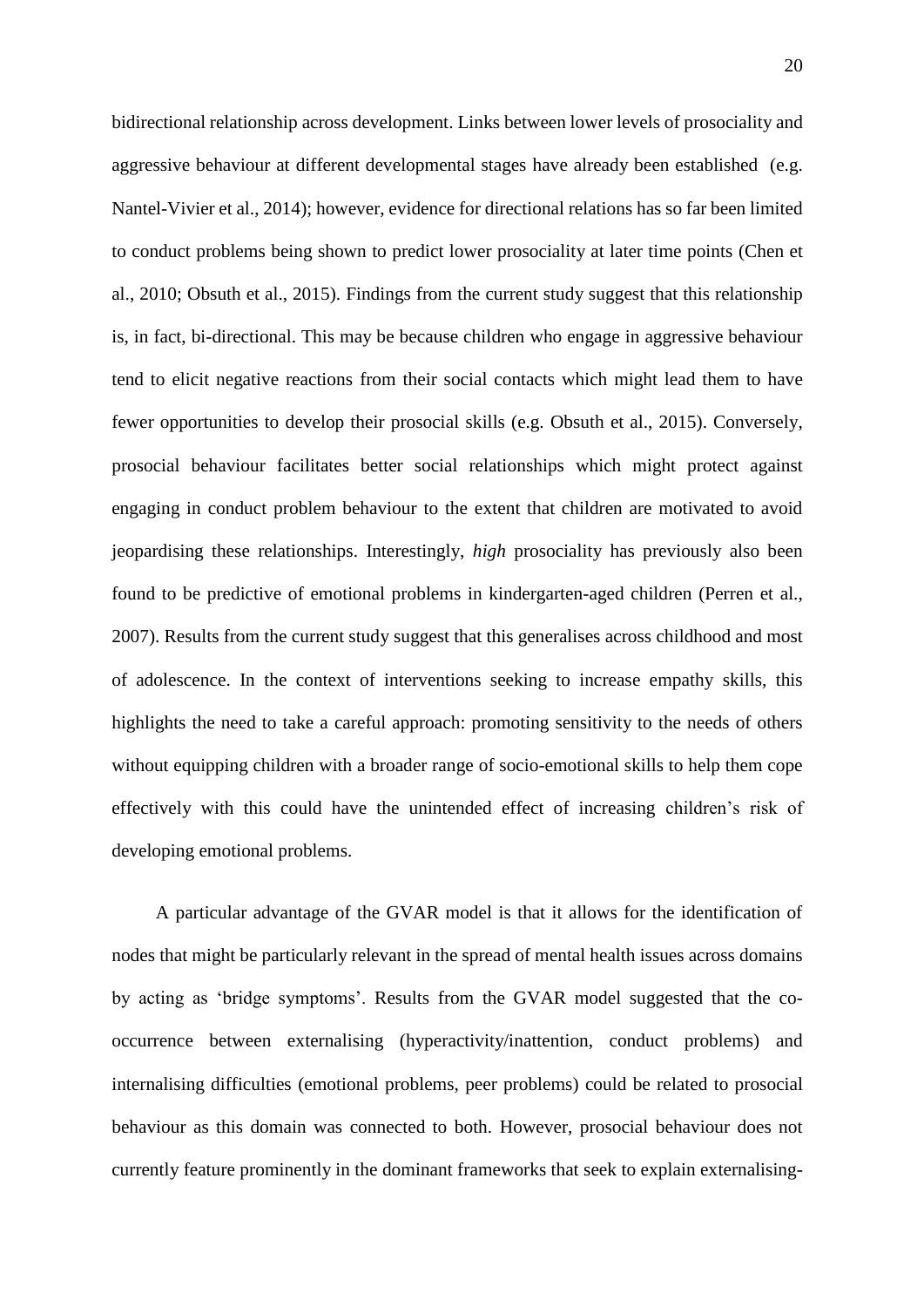bidirectional relationship across development. Links between lower levels of prosociality and aggressive behaviour at different developmental stages have already been established (e.g. Nantel-Vivier et al., 2014); however, evidence for directional relations has so far been limited to conduct problems being shown to predict lower prosociality at later time points (Chen et al., 2010; Obsuth et al., 2015). Findings from the current study suggest that this relationship is, in fact, bi-directional. This may be because children who engage in aggressive behaviour tend to elicit negative reactions from their social contacts which might lead them to have fewer opportunities to develop their prosocial skills (e.g. Obsuth et al., 2015). Conversely, prosocial behaviour facilitates better social relationships which might protect against engaging in conduct problem behaviour to the extent that children are motivated to avoid jeopardising these relationships. Interestingly, *high* prosociality has previously also been found to be predictive of emotional problems in kindergarten-aged children (Perren et al., 2007). Results from the current study suggest that this generalises across childhood and most of adolescence. In the context of interventions seeking to increase empathy skills, this highlights the need to take a careful approach: promoting sensitivity to the needs of others without equipping children with a broader range of socio-emotional skills to help them cope effectively with this could have the unintended effect of increasing children's risk of developing emotional problems.

A particular advantage of the GVAR model is that it allows for the identification of nodes that might be particularly relevant in the spread of mental health issues across domains by acting as 'bridge symptoms'. Results from the GVAR model suggested that the co-occurrence between externalising (hyperactivity/inattention, conduct problems) and internalising difficulties (emotional problems, peer problems) could be related to prosocial behaviour as this domain was connected to both. However, prosocial behaviour does not currently feature prominently in the dominant frameworks that seek to explain externalising-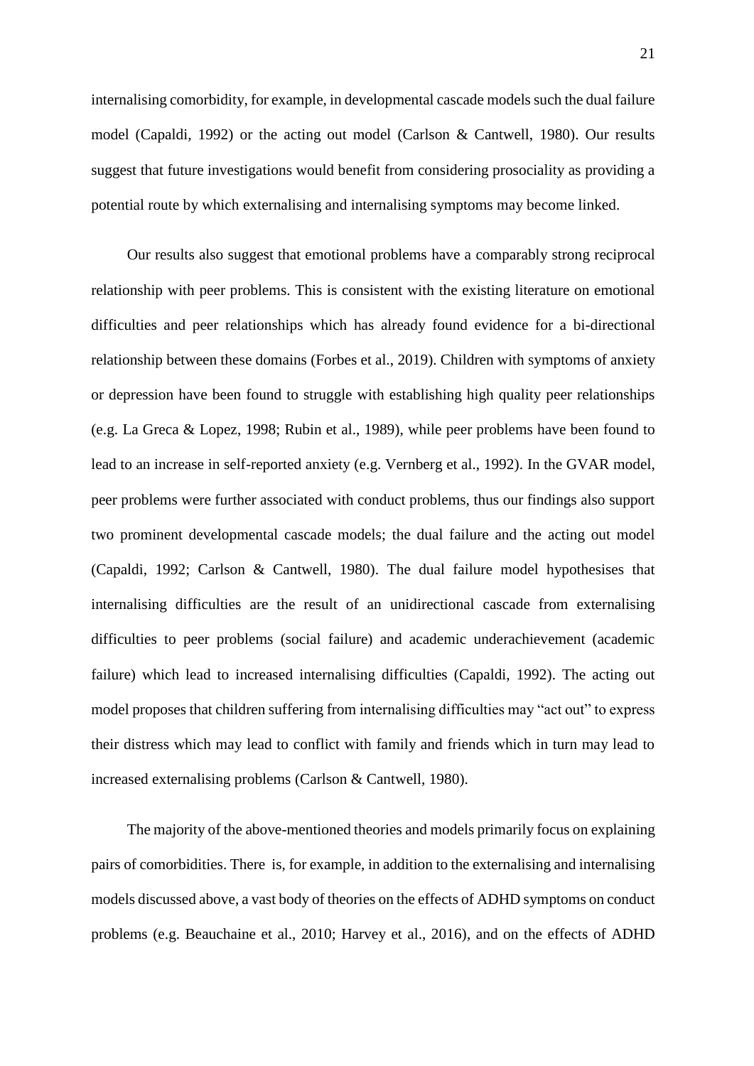internalising comorbidity, for example, in developmental cascade models such the dual failure model (Capaldi, 1992) or the acting out model (Carlson & Cantwell, 1980). Our results suggest that future investigations would benefit from considering prosociality as providing a potential route by which externalising and internalising symptoms may become linked.

Our results also suggest that emotional problems have a comparably strong reciprocal relationship with peer problems. This is consistent with the existing literature on emotional difficulties and peer relationships which has already found evidence for a bi-directional relationship between these domains (Forbes et al., 2019). Children with symptoms of anxiety or depression have been found to struggle with establishing high quality peer relationships (e.g. La Greca & Lopez, 1998; Rubin et al., 1989), while peer problems have been found to lead to an increase in self-reported anxiety (e.g. Vernberg et al., 1992). In the GVAR model, peer problems were further associated with conduct problems, thus our findings also support two prominent developmental cascade models; the dual failure and the acting out model (Capaldi, 1992; Carlson & Cantwell, 1980). The dual failure model hypothesises that internalising difficulties are the result of an unidirectional cascade from externalising difficulties to peer problems (social failure) and academic underachievement (academic failure) which lead to increased internalising difficulties (Capaldi, 1992). The acting out model proposes that children suffering from internalising difficulties may "act out" to express their distress which may lead to conflict with family and friends which in turn may lead to increased externalising problems (Carlson & Cantwell, 1980).

The majority of the above-mentioned theories and models primarily focus on explaining pairs of comorbidities. There is, for example, in addition to the externalising and internalising models discussed above, a vast body of theories on the effects of ADHD symptoms on conduct problems (e.g. Beauchaine et al., 2010; Harvey et al., 2016), and on the effects of ADHD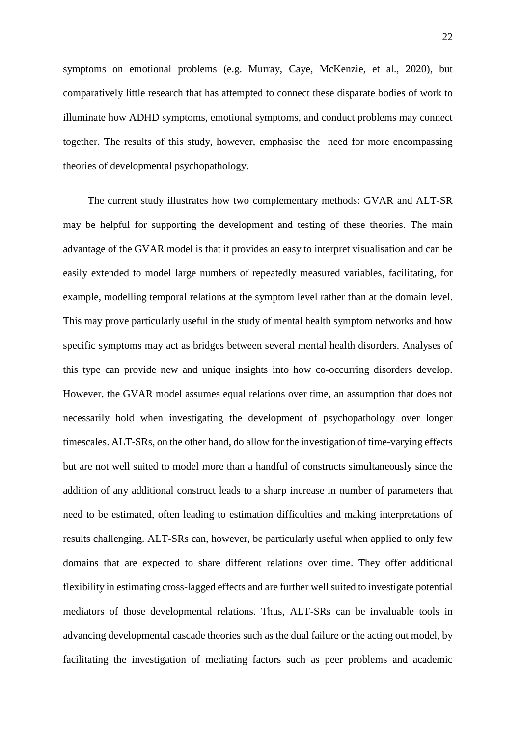symptoms on emotional problems (e.g. Murray, Caye, McKenzie, et al., 2020), but comparatively little research that has attempted to connect these disparate bodies of work to illuminate how ADHD symptoms, emotional symptoms, and conduct problems may connect together. The results of this study, however, emphasise the need for more encompassing theories of developmental psychopathology.

The current study illustrates how two complementary methods: GVAR and ALT-SR may be helpful for supporting the development and testing of these theories. The main advantage of the GVAR model is that it provides an easy to interpret visualisation and can be easily extended to model large numbers of repeatedly measured variables, facilitating, for example, modelling temporal relations at the symptom level rather than at the domain level. This may prove particularly useful in the study of mental health symptom networks and how specific symptoms may act as bridges between several mental health disorders. Analyses of this type can provide new and unique insights into how co-occurring disorders develop. However, the GVAR model assumes equal relations over time, an assumption that does not necessarily hold when investigating the development of psychopathology over longer timescales. ALT-SRs, on the other hand, do allow for the investigation of time-varying effects but are not well suited to model more than a handful of constructs simultaneously since the addition of any additional construct leads to a sharp increase in number of parameters that need to be estimated, often leading to estimation difficulties and making interpretations of results challenging. ALT-SRs can, however, be particularly useful when applied to only few domains that are expected to share different relations over time. They offer additional flexibility in estimating cross-lagged effects and are further well suited to investigate potential mediators of those developmental relations. Thus, ALT-SRs can be invaluable tools in advancing developmental cascade theories such as the dual failure or the acting out model, by facilitating the investigation of mediating factors such as peer problems and academic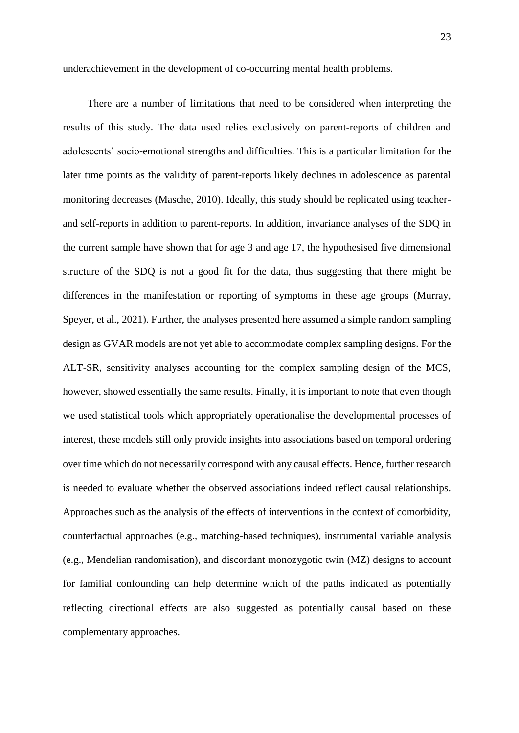underachievement in the development of co-occurring mental health problems.

There are a number of limitations that need to be considered when interpreting the results of this study. The data used relies exclusively on parent-reports of children and adolescents' socio-emotional strengths and difficulties. This is a particular limitation for the later time points as the validity of parent-reports likely declines in adolescence as parental monitoring decreases (Masche, 2010). Ideally, this study should be replicated using teacher- and self-reports in addition to parent-reports. In addition, invariance analyses of the SDQ in the current sample have shown that for age 3 and age 17, the hypothesised five dimensional structure of the SDQ is not a good fit for the data, thus suggesting that there might be differences in the manifestation or reporting of symptoms in these age groups (Murray, Speyer, et al., 2021). Further, the analyses presented here assumed a simple random sampling design as GVAR models are not yet able to accommodate complex sampling designs. For the ALT-SR, sensitivity analyses accounting for the complex sampling design of the MCS, however, showed essentially the same results. Finally, it is important to note that even though we used statistical tools which appropriately operationalise the developmental processes of interest, these models still only provide insights into associations based on temporal ordering over time which do not necessarily correspond with any causal effects. Hence, further research is needed to evaluate whether the observed associations indeed reflect causal relationships. Approaches such as the analysis of the effects of interventions in the context of comorbidity, counterfactual approaches (e.g., matching-based techniques), instrumental variable analysis (e.g., Mendelian randomisation), and discordant monozygotic twin (MZ) designs to account for familial confounding can help determine which of the paths indicated as potentially reflecting directional effects are also suggested as potentially causal based on these complementary approaches.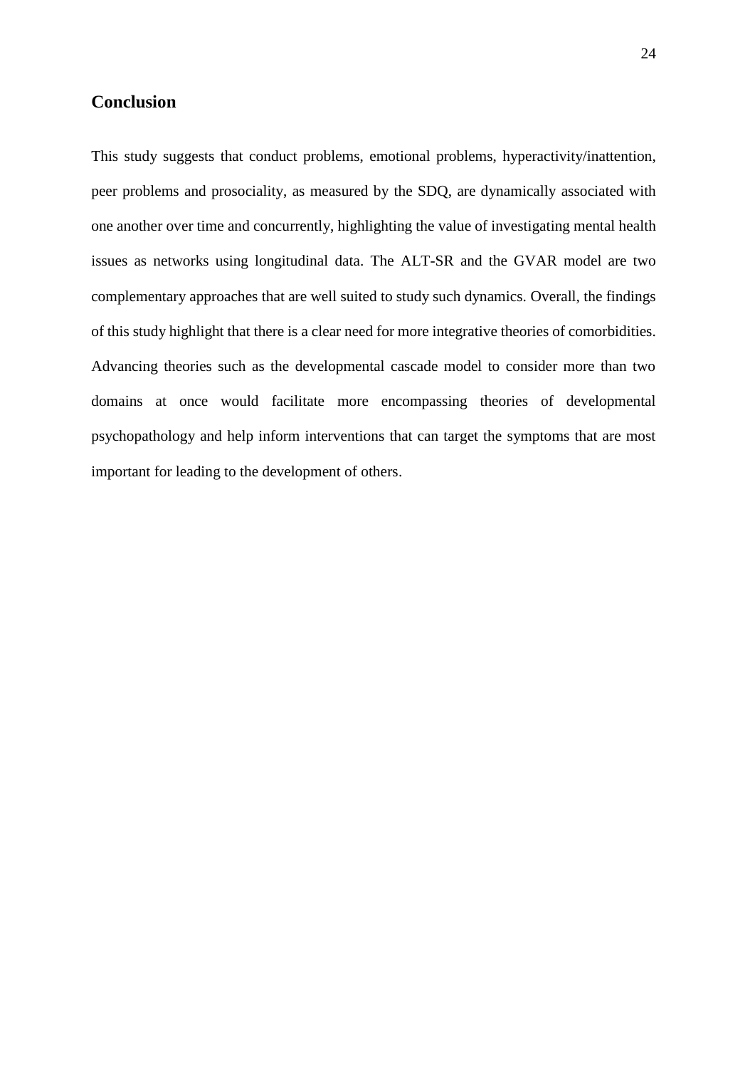## Conclusion

This study suggests that conduct problems, emotional problems, hyperactivity/inattention, peer problems and prosociality, as measured by the SDQ, are dynamically associated with one another over time and concurrently, highlighting the value of investigating mental health issues as networks using longitudinal data. The ALT-SR and the GVAR model are two complementary approaches that are well suited to study such dynamics. Overall, the findings of this study highlight that there is a clear need for more integrative theories of comorbidities. Advancing theories such as the developmental cascade model to consider more than two domains at once would facilitate more encompassing theories of developmental psychopathology and help inform interventions that can target the symptoms that are most important for leading to the development of others.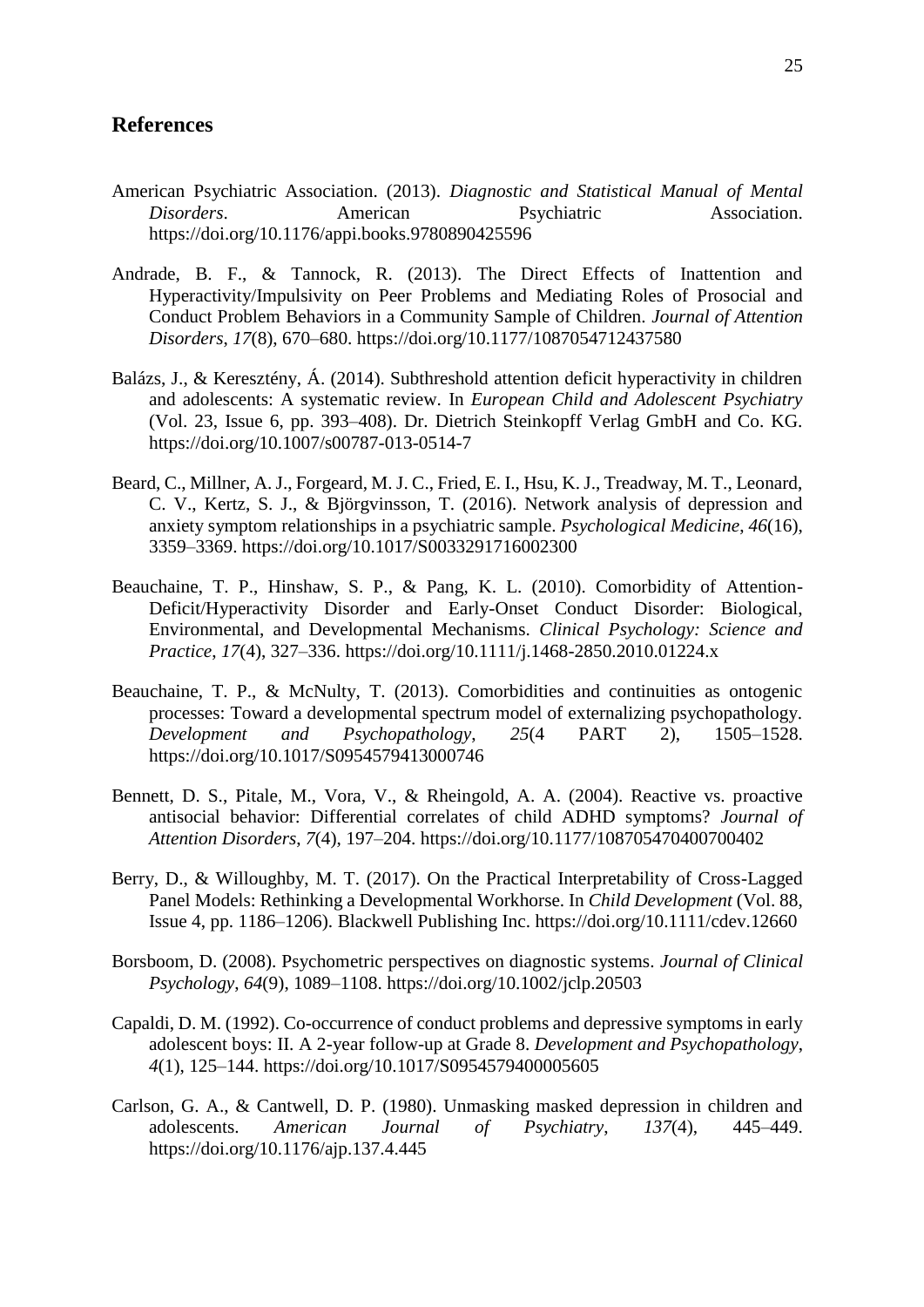## References

American Psychiatric Association. (2013). *Diagnostic and Statistical Manual of Mental Disorders*. American Psychiatric Association. https://doi.org/10.1176/appi.books.9780890425596

Andrade, B. F., & Tannock, R. (2013). The Direct Effects of Inattention and Hyperactivity/Impulsivity on Peer Problems and Mediating Roles of Prosocial and Conduct Problem Behaviors in a Community Sample of Children. *Journal of Attention Disorders*, *17*(8), 670–680. https://doi.org/10.1177/1087054712437580

Balázs, J., & Keresztény, Á. (2014). Subthreshold attention deficit hyperactivity in children and adolescents: A systematic review. In *European Child and Adolescent Psychiatry* (Vol. 23, Issue 6, pp. 393–408). Dr. Dietrich Steinkopff Verlag GmbH and Co. KG. https://doi.org/10.1007/s00787-013-0514-7

Beard, C., Millner, A. J., Forgeard, M. J. C., Fried, E. I., Hsu, K. J., Treadway, M. T., Leonard, C. V., Kertz, S. J., & Björgvinsson, T. (2016). Network analysis of depression and anxiety symptom relationships in a psychiatric sample. *Psychological Medicine*, *46*(16), 3359–3369. https://doi.org/10.1017/S0033291716002300

Beauchaine, T. P., Hinshaw, S. P., & Pang, K. L. (2010). Comorbidity of Attention-Deficit/Hyperactivity Disorder and Early-Onset Conduct Disorder: Biological, Environmental, and Developmental Mechanisms. *Clinical Psychology: Science and Practice*, *17*(4), 327–336. https://doi.org/10.1111/j.1468-2850.2010.01224.x

Beauchaine, T. P., & McNulty, T. (2013). Comorbidities and continuities as ontogenic processes: Toward a developmental spectrum model of externalizing psychopathology. *Development and Psychopathology*, *25*(4 PART 2), 1505–1528. https://doi.org/10.1017/S0954579413000746

Bennett, D. S., Pitale, M., Vora, V., & Rheingold, A. A. (2004). Reactive vs. proactive antisocial behavior: Differential correlates of child ADHD symptoms? *Journal of Attention Disorders*, *7*(4), 197–204. https://doi.org/10.1177/108705470400700402

Berry, D., & Willoughby, M. T. (2017). On the Practical Interpretability of Cross-Lagged Panel Models: Rethinking a Developmental Workhorse. In *Child Development* (Vol. 88, Issue 4, pp. 1186–1206). Blackwell Publishing Inc. https://doi.org/10.1111/cdev.12660

Borsboom, D. (2008). Psychometric perspectives on diagnostic systems. *Journal of Clinical Psychology*, *64*(9), 1089–1108. https://doi.org/10.1002/jclp.20503

Capaldi, D. M. (1992). Co-occurrence of conduct problems and depressive symptoms in early adolescent boys: II. A 2-year follow-up at Grade 8. *Development and Psychopathology*, *4*(1), 125–144. https://doi.org/10.1017/S0954579400005605

Carlson, G. A., & Cantwell, D. P. (1980). Unmasking masked depression in children and adolescents. *American Journal of Psychiatry*, *137*(4), 445–449. https://doi.org/10.1176/ajp.137.4.445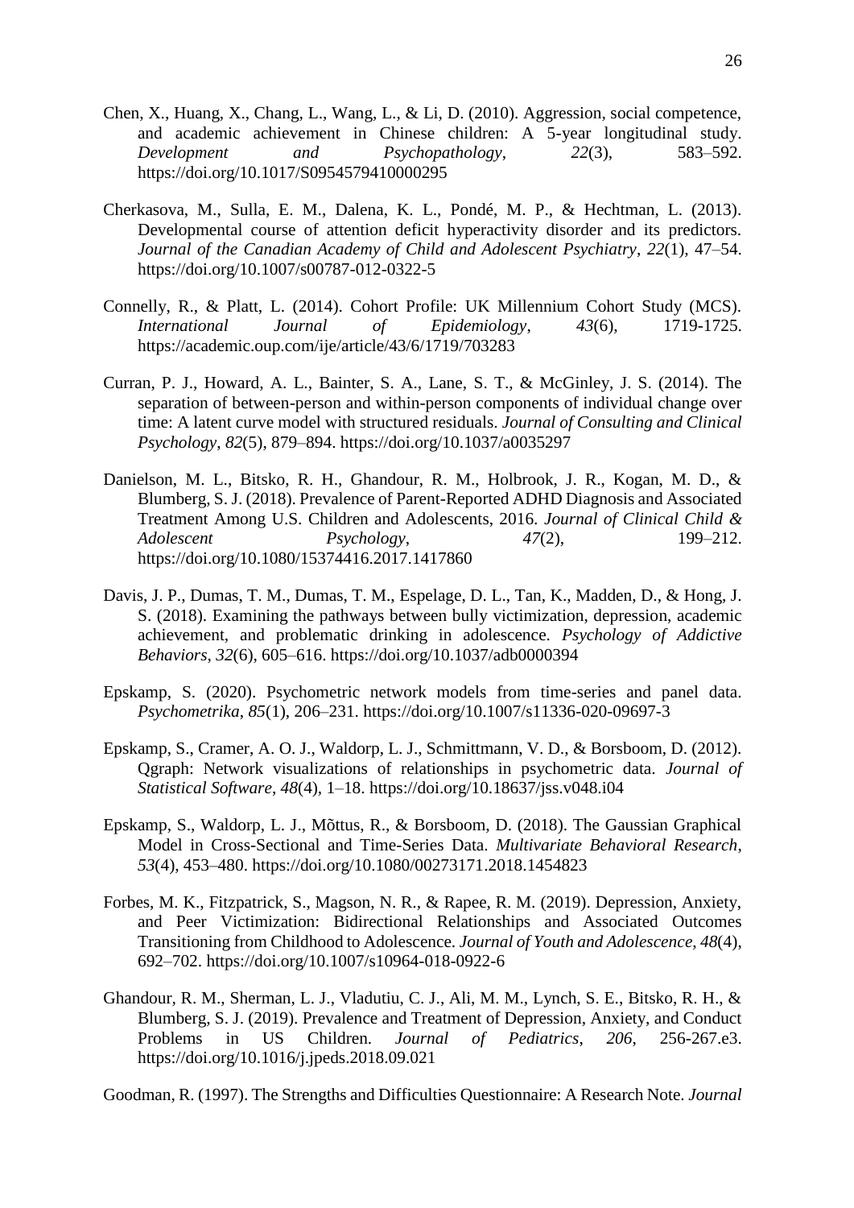Chen, X., Huang, X., Chang, L., Wang, L., & Li, D. (2010). Aggression, social competence, and academic achievement in Chinese children: A 5-year longitudinal study. *Development and Psychopathology*, *22*(3), 583–592. https://doi.org/10.1017/S0954579410000295

Cherkasova, M., Sulla, E. M., Dalena, K. L., Pondé, M. P., & Hechtman, L. (2013). Developmental course of attention deficit hyperactivity disorder and its predictors. *Journal of the Canadian Academy of Child and Adolescent Psychiatry*, *22*(1), 47–54. https://doi.org/10.1007/s00787-012-0322-5

Connelly, R., & Platt, L. (2014). Cohort Profile: UK Millennium Cohort Study (MCS). *International Journal of Epidemiology*, *43*(6), 1719-1725. https://academic.oup.com/ije/article/43/6/1719/703283

Curran, P. J., Howard, A. L., Bainter, S. A., Lane, S. T., & McGinley, J. S. (2014). The separation of between-person and within-person components of individual change over time: A latent curve model with structured residuals. *Journal of Consulting and Clinical Psychology*, *82*(5), 879–894. https://doi.org/10.1037/a0035297

Danielson, M. L., Bitsko, R. H., Ghandour, R. M., Holbrook, J. R., Kogan, M. D., & Blumberg, S. J. (2018). Prevalence of Parent-Reported ADHD Diagnosis and Associated Treatment Among U.S. Children and Adolescents, 2016. *Journal of Clinical Child & Adolescent Psychology*, *47*(2), 199–212. https://doi.org/10.1080/15374416.2017.1417860

Davis, J. P., Dumas, T. M., Dumas, T. M., Espelage, D. L., Tan, K., Madden, D., & Hong, J. S. (2018). Examining the pathways between bully victimization, depression, academic achievement, and problematic drinking in adolescence. *Psychology of Addictive Behaviors*, *32*(6), 605–616. https://doi.org/10.1037/adb0000394

Epskamp, S. (2020). Psychometric network models from time-series and panel data. *Psychometrika*, *85*(1), 206–231. https://doi.org/10.1007/s11336-020-09697-3

Epskamp, S., Cramer, A. O. J., Waldorp, L. J., Schmittmann, V. D., & Borsboom, D. (2012). Qgraph: Network visualizations of relationships in psychometric data. *Journal of Statistical Software*, *48*(4), 1–18. https://doi.org/10.18637/jss.v048.i04

Epskamp, S., Waldorp, L. J., Mõttus, R., & Borsboom, D. (2018). The Gaussian Graphical Model in Cross-Sectional and Time-Series Data. *Multivariate Behavioral Research*, *53*(4), 453–480. https://doi.org/10.1080/00273171.2018.1454823

Forbes, M. K., Fitzpatrick, S., Magson, N. R., & Rapee, R. M. (2019). Depression, Anxiety, and Peer Victimization: Bidirectional Relationships and Associated Outcomes Transitioning from Childhood to Adolescence. *Journal of Youth and Adolescence*, *48*(4), 692–702. https://doi.org/10.1007/s10964-018-0922-6

Ghandour, R. M., Sherman, L. J., Vladutiu, C. J., Ali, M. M., Lynch, S. E., Bitsko, R. H., & Blumberg, S. J. (2019). Prevalence and Treatment of Depression, Anxiety, and Conduct Problems in US Children. *Journal of Pediatrics*, *206*, 256-267.e3. https://doi.org/10.1016/j.jpeds.2018.09.021

Goodman, R. (1997). The Strengths and Difficulties Questionnaire: A Research Note. *Journal*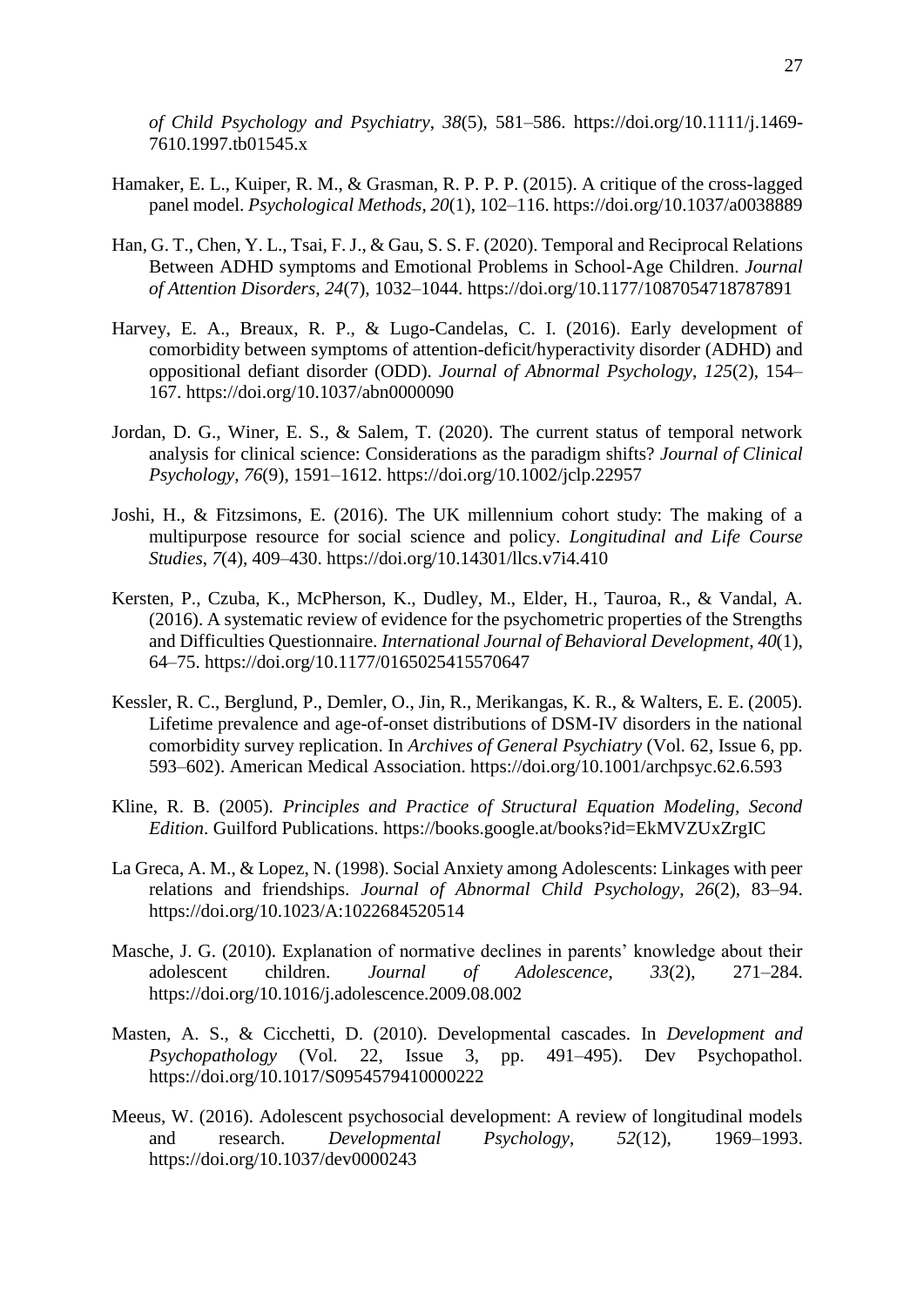*of Child Psychology and Psychiatry*, *38*(5), 581–586. https://doi.org/10.1111/j.1469-7610.1997.tb01545.x

Hamaker, E. L., Kuiper, R. M., & Grasman, R. P. P. P. (2015). A critique of the cross-lagged panel model. *Psychological Methods*, *20*(1), 102–116. https://doi.org/10.1037/a0038889

Han, G. T., Chen, Y. L., Tsai, F. J., & Gau, S. S. F. (2020). Temporal and Reciprocal Relations Between ADHD symptoms and Emotional Problems in School-Age Children. *Journal of Attention Disorders*, *24*(7), 1032–1044. https://doi.org/10.1177/1087054718787891

Harvey, E. A., Breaux, R. P., & Lugo-Candelas, C. I. (2016). Early development of comorbidity between symptoms of attention-deficit/hyperactivity disorder (ADHD) and oppositional defiant disorder (ODD). *Journal of Abnormal Psychology*, *125*(2), 154–167. https://doi.org/10.1037/abn0000090

Jordan, D. G., Winer, E. S., & Salem, T. (2020). The current status of temporal network analysis for clinical science: Considerations as the paradigm shifts? *Journal of Clinical Psychology*, *76*(9), 1591–1612. https://doi.org/10.1002/jclp.22957

Joshi, H., & Fitzsimons, E. (2016). The UK millennium cohort study: The making of a multipurpose resource for social science and policy. *Longitudinal and Life Course Studies*, *7*(4), 409–430. https://doi.org/10.14301/llcs.v7i4.410

Kersten, P., Czuba, K., McPherson, K., Dudley, M., Elder, H., Tauroa, R., & Vandal, A. (2016). A systematic review of evidence for the psychometric properties of the Strengths and Difficulties Questionnaire. *International Journal of Behavioral Development*, *40*(1), 64–75. https://doi.org/10.1177/0165025415570647

Kessler, R. C., Berglund, P., Demler, O., Jin, R., Merikangas, K. R., & Walters, E. E. (2005). Lifetime prevalence and age-of-onset distributions of DSM-IV disorders in the national comorbidity survey replication. In *Archives of General Psychiatry* (Vol. 62, Issue 6, pp. 593–602). American Medical Association. https://doi.org/10.1001/archpsyc.62.6.593

Kline, R. B. (2005). *Principles and Practice of Structural Equation Modeling, Second Edition*. Guilford Publications. https://books.google.at/books?id=EkMVZUxZrgIC

La Greca, A. M., & Lopez, N. (1998). Social Anxiety among Adolescents: Linkages with peer relations and friendships. *Journal of Abnormal Child Psychology*, *26*(2), 83–94. https://doi.org/10.1023/A:1022684520514

Masche, J. G. (2010). Explanation of normative declines in parents' knowledge about their adolescent children. *Journal of Adolescence*, *33*(2), 271–284. https://doi.org/10.1016/j.adolescence.2009.08.002

Masten, A. S., & Cicchetti, D. (2010). Developmental cascades. In *Development and Psychopathology* (Vol. 22, Issue 3, pp. 491–495). Dev Psychopathol. https://doi.org/10.1017/S0954579410000222

Meeus, W. (2016). Adolescent psychosocial development: A review of longitudinal models and research. *Developmental Psychology*, *52*(12), 1969–1993. https://doi.org/10.1037/dev0000243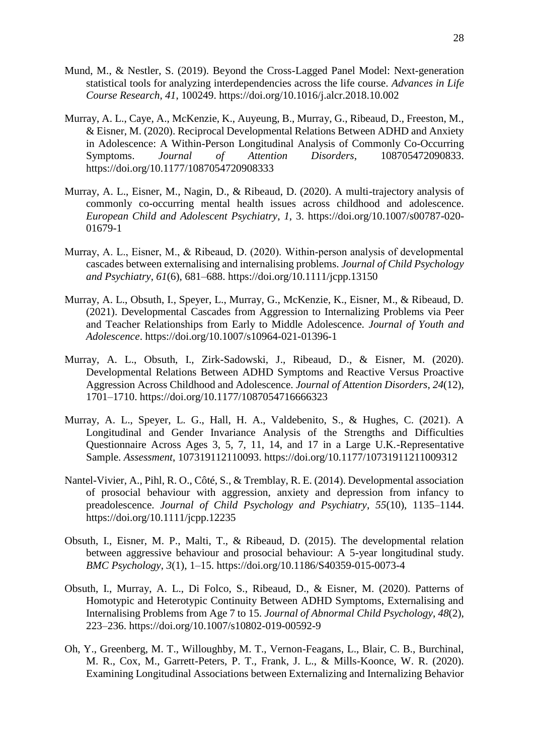Mund, M., & Nestler, S. (2019). Beyond the Cross-Lagged Panel Model: Next-generation statistical tools for analyzing interdependencies across the life course. *Advances in Life Course Research*, *41*, 100249. https://doi.org/10.1016/j.alcr.2018.10.002

Murray, A. L., Caye, A., McKenzie, K., Auyeung, B., Murray, G., Ribeaud, D., Freeston, M., & Eisner, M. (2020). Reciprocal Developmental Relations Between ADHD and Anxiety in Adolescence: A Within-Person Longitudinal Analysis of Commonly Co-Occurring Symptoms. *Journal of Attention Disorders*, 108705472090833. https://doi.org/10.1177/1087054720908333

Murray, A. L., Eisner, M., Nagin, D., & Ribeaud, D. (2020). A multi-trajectory analysis of commonly co-occurring mental health issues across childhood and adolescence. *European Child and Adolescent Psychiatry*, *1*, 3. https://doi.org/10.1007/s00787-020-01679-1

Murray, A. L., Eisner, M., & Ribeaud, D. (2020). Within-person analysis of developmental cascades between externalising and internalising problems. *Journal of Child Psychology and Psychiatry*, *61*(6), 681–688. https://doi.org/10.1111/jcpp.13150

Murray, A. L., Obsuth, I., Speyer, L., Murray, G., McKenzie, K., Eisner, M., & Ribeaud, D. (2021). Developmental Cascades from Aggression to Internalizing Problems via Peer and Teacher Relationships from Early to Middle Adolescence. *Journal of Youth and Adolescence*. https://doi.org/10.1007/s10964-021-01396-1

Murray, A. L., Obsuth, I., Zirk-Sadowski, J., Ribeaud, D., & Eisner, M. (2020). Developmental Relations Between ADHD Symptoms and Reactive Versus Proactive Aggression Across Childhood and Adolescence. *Journal of Attention Disorders*, *24*(12), 1701–1710. https://doi.org/10.1177/1087054716666323

Murray, A. L., Speyer, L. G., Hall, H. A., Valdebenito, S., & Hughes, C. (2021). A Longitudinal and Gender Invariance Analysis of the Strengths and Difficulties Questionnaire Across Ages 3, 5, 7, 11, 14, and 17 in a Large U.K.-Representative Sample. *Assessment*, 107319112110093. https://doi.org/10.1177/10731911211009312

Nantel-Vivier, A., Pihl, R. O., Côté, S., & Tremblay, R. E. (2014). Developmental association of prosocial behaviour with aggression, anxiety and depression from infancy to preadolescence. *Journal of Child Psychology and Psychiatry*, *55*(10), 1135–1144. https://doi.org/10.1111/jcpp.12235

Obsuth, I., Eisner, M. P., Malti, T., & Ribeaud, D. (2015). The developmental relation between aggressive behaviour and prosocial behaviour: A 5-year longitudinal study. *BMC Psychology*, *3*(1), 1–15. https://doi.org/10.1186/S40359-015-0073-4

Obsuth, I., Murray, A. L., Di Folco, S., Ribeaud, D., & Eisner, M. (2020). Patterns of Homotypic and Heterotypic Continuity Between ADHD Symptoms, Externalising and Internalising Problems from Age 7 to 15. *Journal of Abnormal Child Psychology*, *48*(2), 223–236. https://doi.org/10.1007/s10802-019-00592-9

Oh, Y., Greenberg, M. T., Willoughby, M. T., Vernon-Feagans, L., Blair, C. B., Burchinal, M. R., Cox, M., Garrett-Peters, P. T., Frank, J. L., & Mills-Koonce, W. R. (2020). Examining Longitudinal Associations between Externalizing and Internalizing Behavior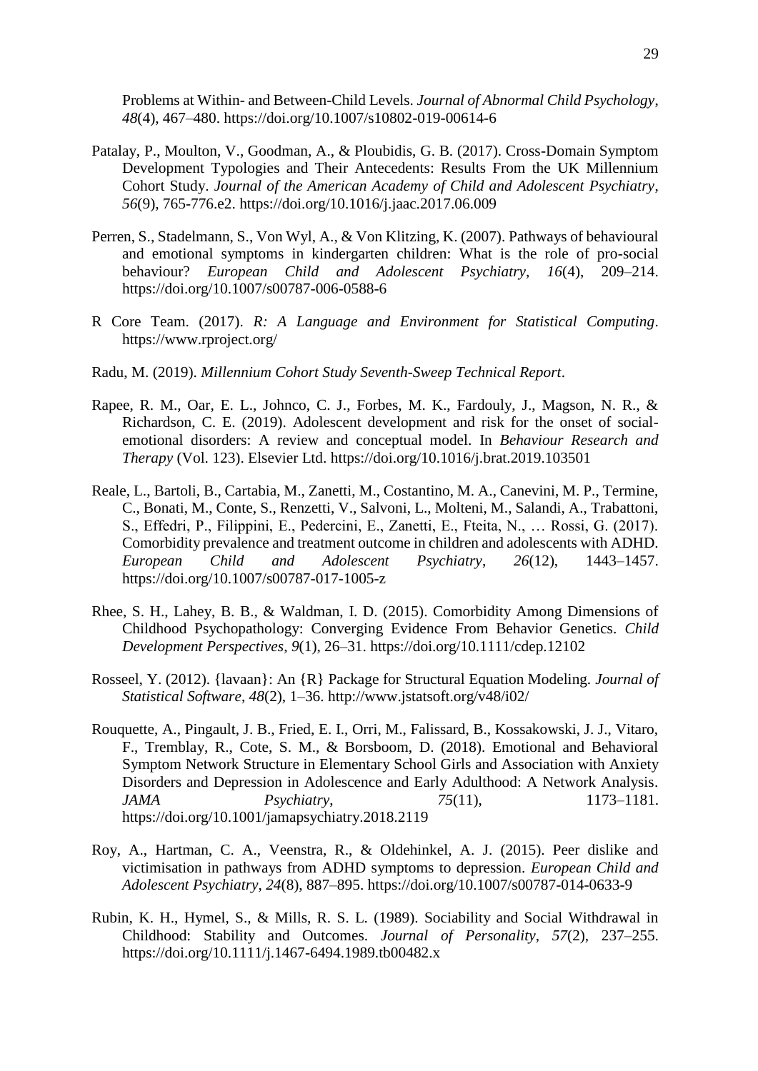Problems at Within- and Between-Child Levels. *Journal of Abnormal Child Psychology*, *48*(4), 467–480. https://doi.org/10.1007/s10802-019-00614-6

Patalay, P., Moulton, V., Goodman, A., & Ploubidis, G. B. (2017). Cross-Domain Symptom Development Typologies and Their Antecedents: Results From the UK Millennium Cohort Study. *Journal of the American Academy of Child and Adolescent Psychiatry*, *56*(9), 765-776.e2. https://doi.org/10.1016/j.jaac.2017.06.009

Perren, S., Stadelmann, S., Von Wyl, A., & Von Klitzing, K. (2007). Pathways of behavioural and emotional symptoms in kindergarten children: What is the role of pro-social behaviour? *European Child and Adolescent Psychiatry*, *16*(4), 209–214. https://doi.org/10.1007/s00787-006-0588-6

R Core Team. (2017). *R: A Language and Environment for Statistical Computing*. https://www.rproject.org/

Radu, M. (2019). *Millennium Cohort Study Seventh-Sweep Technical Report*.

Rapee, R. M., Oar, E. L., Johnco, C. J., Forbes, M. K., Fardouly, J., Magson, N. R., & Richardson, C. E. (2019). Adolescent development and risk for the onset of social-emotional disorders: A review and conceptual model. In *Behaviour Research and Therapy* (Vol. 123). Elsevier Ltd. https://doi.org/10.1016/j.brat.2019.103501

Reale, L., Bartoli, B., Cartabia, M., Zanetti, M., Costantino, M. A., Canevini, M. P., Termine, C., Bonati, M., Conte, S., Renzetti, V., Salvoni, L., Molteni, M., Salandi, A., Trabattoni, S., Effedri, P., Filippini, E., Pedercini, E., Zanetti, E., Fteita, N., … Rossi, G. (2017). Comorbidity prevalence and treatment outcome in children and adolescents with ADHD. *European Child and Adolescent Psychiatry*, *26*(12), 1443–1457. https://doi.org/10.1007/s00787-017-1005-z

Rhee, S. H., Lahey, B. B., & Waldman, I. D. (2015). Comorbidity Among Dimensions of Childhood Psychopathology: Converging Evidence From Behavior Genetics. *Child Development Perspectives*, *9*(1), 26–31. https://doi.org/10.1111/cdep.12102

Rosseel, Y. (2012). {lavaan}: An {R} Package for Structural Equation Modeling. *Journal of Statistical Software*, *48*(2), 1–36. http://www.jstatsoft.org/v48/i02/

Rouquette, A., Pingault, J. B., Fried, E. I., Orri, M., Falissard, B., Kossakowski, J. J., Vitaro, F., Tremblay, R., Cote, S. M., & Borsboom, D. (2018). Emotional and Behavioral Symptom Network Structure in Elementary School Girls and Association with Anxiety Disorders and Depression in Adolescence and Early Adulthood: A Network Analysis. *JAMA Psychiatry*, *75*(11), 1173–1181. https://doi.org/10.1001/jamapsychiatry.2018.2119

Roy, A., Hartman, C. A., Veenstra, R., & Oldehinkel, A. J. (2015). Peer dislike and victimisation in pathways from ADHD symptoms to depression. *European Child and Adolescent Psychiatry*, *24*(8), 887–895. https://doi.org/10.1007/s00787-014-0633-9

Rubin, K. H., Hymel, S., & Mills, R. S. L. (1989). Sociability and Social Withdrawal in Childhood: Stability and Outcomes. *Journal of Personality*, *57*(2), 237–255. https://doi.org/10.1111/j.1467-6494.1989.tb00482.x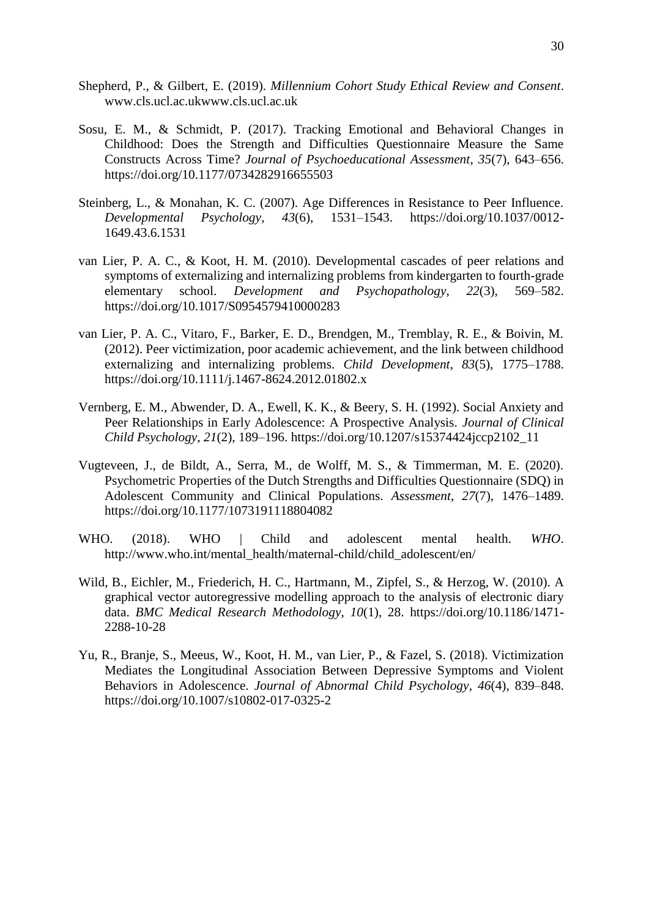Shepherd, P., & Gilbert, E. (2019). *Millennium Cohort Study Ethical Review and Consent*. www.cls.ucl.ac.ukwww.cls.ucl.ac.uk

Sosu, E. M., & Schmidt, P. (2017). Tracking Emotional and Behavioral Changes in Childhood: Does the Strength and Difficulties Questionnaire Measure the Same Constructs Across Time? *Journal of Psychoeducational Assessment*, *35*(7), 643–656. https://doi.org/10.1177/0734282916655503

Steinberg, L., & Monahan, K. C. (2007). Age Differences in Resistance to Peer Influence. *Developmental Psychology*, *43*(6), 1531–1543. https://doi.org/10.1037/0012-1649.43.6.1531

van Lier, P. A. C., & Koot, H. M. (2010). Developmental cascades of peer relations and symptoms of externalizing and internalizing problems from kindergarten to fourth-grade elementary school. *Development and Psychopathology*, *22*(3), 569–582. https://doi.org/10.1017/S0954579410000283

van Lier, P. A. C., Vitaro, F., Barker, E. D., Brendgen, M., Tremblay, R. E., & Boivin, M. (2012). Peer victimization, poor academic achievement, and the link between childhood externalizing and internalizing problems. *Child Development*, *83*(5), 1775–1788. https://doi.org/10.1111/j.1467-8624.2012.01802.x

Vernberg, E. M., Abwender, D. A., Ewell, K. K., & Beery, S. H. (1992). Social Anxiety and Peer Relationships in Early Adolescence: A Prospective Analysis. *Journal of Clinical Child Psychology*, *21*(2), 189–196. https://doi.org/10.1207/s15374424jccp2102_11

Vugteveen, J., de Bildt, A., Serra, M., de Wolff, M. S., & Timmerman, M. E. (2020). Psychometric Properties of the Dutch Strengths and Difficulties Questionnaire (SDQ) in Adolescent Community and Clinical Populations. *Assessment*, *27*(7), 1476–1489. https://doi.org/10.1177/1073191118804082

WHO. (2018). WHO | Child and adolescent mental health. *WHO*. http://www.who.int/mental_health/maternal-child/child_adolescent/en/

Wild, B., Eichler, M., Friederich, H. C., Hartmann, M., Zipfel, S., & Herzog, W. (2010). A graphical vector autoregressive modelling approach to the analysis of electronic diary data. *BMC Medical Research Methodology*, *10*(1), 28. https://doi.org/10.1186/1471-2288-10-28

Yu, R., Branje, S., Meeus, W., Koot, H. M., van Lier, P., & Fazel, S. (2018). Victimization Mediates the Longitudinal Association Between Depressive Symptoms and Violent Behaviors in Adolescence. *Journal of Abnormal Child Psychology*, *46*(4), 839–848. https://doi.org/10.1007/s10802-017-0325-2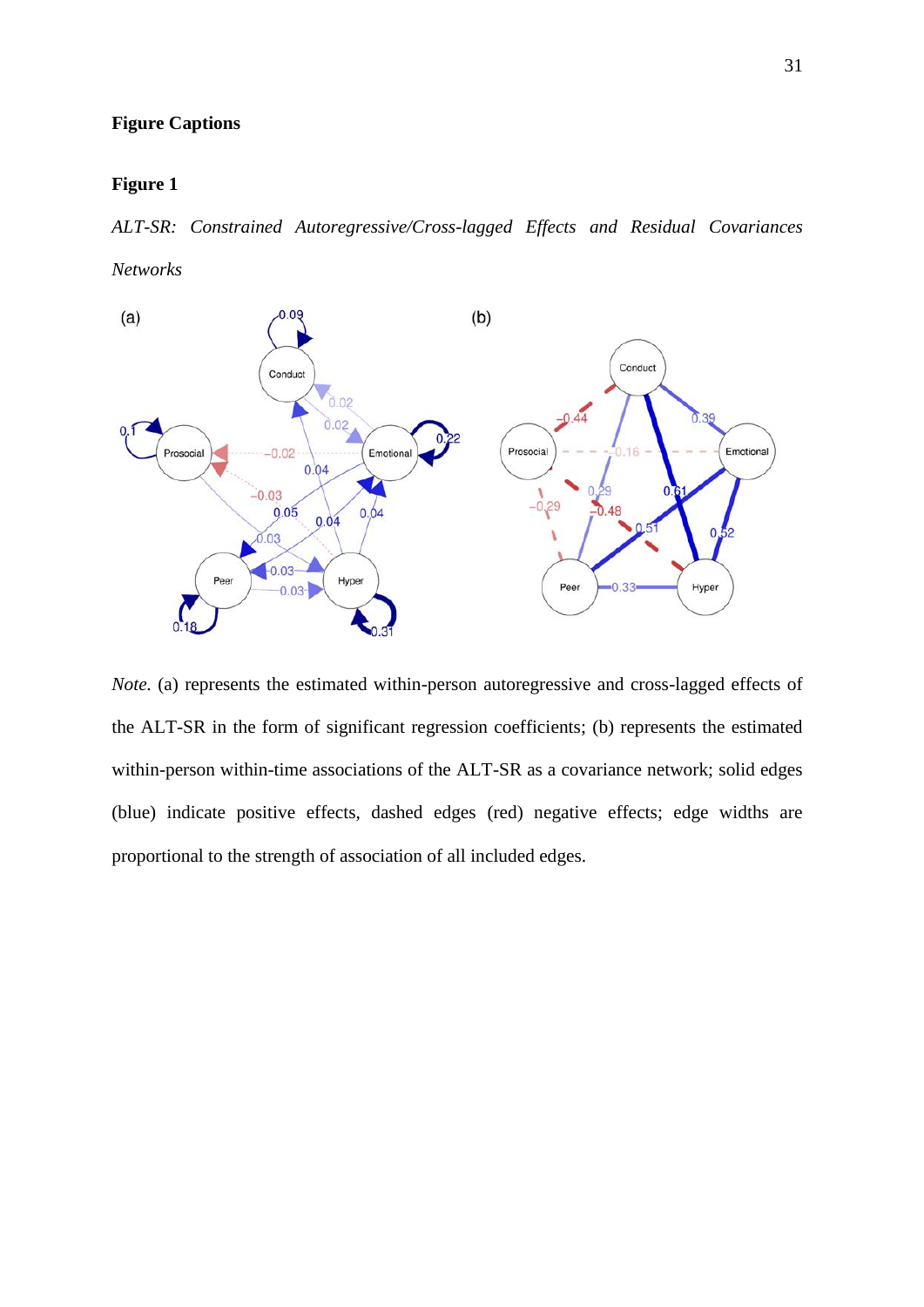## Figure Captions

### Figure 1

*ALT-SR: Constrained Autoregressive/Cross-lagged Effects and Residual Covariances Networks*

*Note.* (a) represents the estimated within-person autoregressive and cross-lagged effects of the ALT-SR in the form of significant regression coefficients; (b) represents the estimated within-person within-time associations of the ALT-SR as a covariance network; solid edges (blue) indicate positive effects, dashed edges (red) negative effects; edge widths are proportional to the strength of association of all included edges.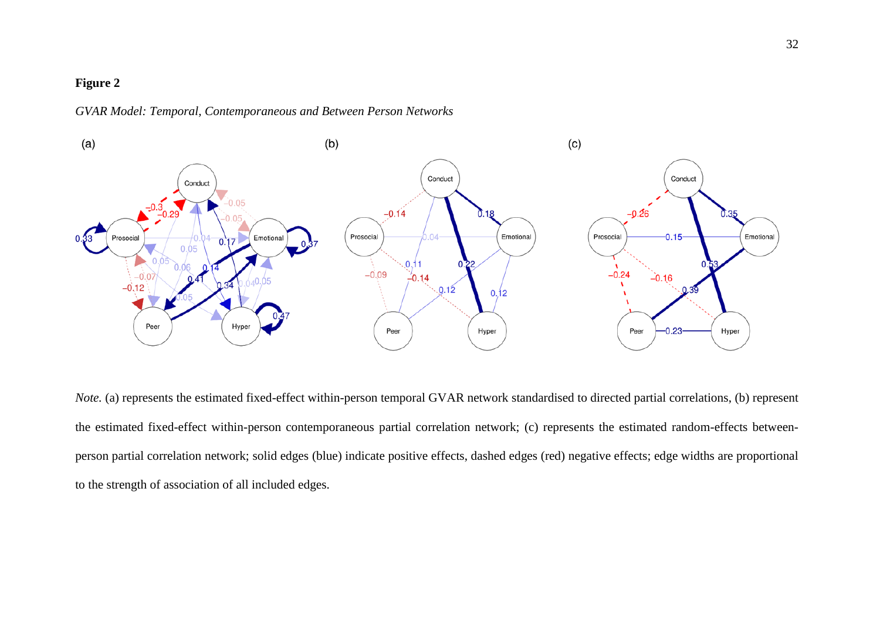**Figure 2**

*GVAR Model: Temporal, Contemporaneous and Between Person Networks*

(a)

Conduct
Prosocial
Emotional
Peer
Hyper
0.33
−0.3
−0.29
−0.05
−0.05
0.04
0.17
0.05
0.37
0.05
0.06
0.14
−0.07
−0.12
0.41
0.34
0.04
0.05
0.05
0.47

(b)

Conduct
Prosocial
Emotional
Peer
Hyper
−0.14
0.18
0.04
0.11
0.22
−0.09
−0.14
0.12
0.12

(c)

Conduct
Prosocial
Emotional
Peer
Hyper
−0.26
0.35
0.15
0.53
−0.24
−0.16
0.39
0.23

*Note.* (a) represents the estimated fixed-effect within-person temporal GVAR network standardised to directed partial correlations, (b) represent the estimated fixed-effect within-person contemporaneous partial correlation network; (c) represents the estimated random-effects between-person partial correlation network; solid edges (blue) indicate positive effects, dashed edges (red) negative effects; edge widths are proportional to the strength of association of all included edges.